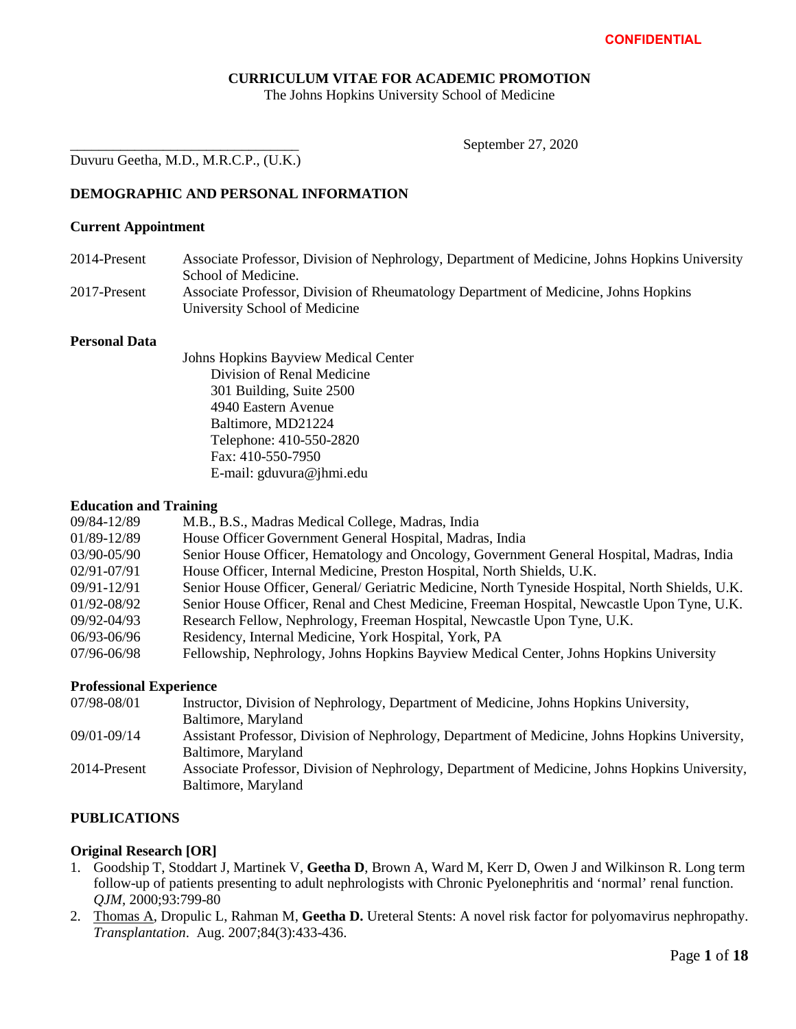CONFIDENTIAL

**CURRICULUM VITAE FOR ACADEMIC PROMOTION**
The Johns Hopkins University School of Medicine

_______________________________
Duvuru Geetha, M.D., M.R.C.P., (U.K.)

September 27, 2020

## DEMOGRAPHIC AND PERSONAL INFORMATION

### Current Appointment

| | |
|---|---|
| 2014-Present | Associate Professor, Division of Nephrology, Department of Medicine, Johns Hopkins University School of Medicine. |
| 2017-Present | Associate Professor, Division of Rheumatology Department of Medicine, Johns Hopkins University School of Medicine |

### Personal Data

Johns Hopkins Bayview Medical Center
Division of Renal Medicine
301 Building, Suite 2500
4940 Eastern Avenue
Baltimore, MD21224
Telephone: 410-550-2820
Fax: 410-550-7950
E-mail: gduvura@jhmi.edu

### Education and Training

| | |
|---|---|
| 09/84-12/89 | M.B., B.S., Madras Medical College, Madras, India |
| 01/89-12/89 | House Officer Government General Hospital, Madras, India |
| 03/90-05/90 | Senior House Officer, Hematology and Oncology, Government General Hospital, Madras, India |
| 02/91-07/91 | House Officer, Internal Medicine, Preston Hospital, North Shields, U.K. |
| 09/91-12/91 | Senior House Officer, General/ Geriatric Medicine, North Tyneside Hospital, North Shields, U.K. |
| 01/92-08/92 | Senior House Officer, Renal and Chest Medicine, Freeman Hospital, Newcastle Upon Tyne, U.K. |
| 09/92-04/93 | Research Fellow, Nephrology, Freeman Hospital, Newcastle Upon Tyne, U.K. |
| 06/93-06/96 | Residency, Internal Medicine, York Hospital, York, PA |
| 07/96-06/98 | Fellowship, Nephrology, Johns Hopkins Bayview Medical Center, Johns Hopkins University |

### Professional Experience

| | |
|---|---|
| 07/98-08/01 | Instructor, Division of Nephrology, Department of Medicine, Johns Hopkins University, Baltimore, Maryland |
| 09/01-09/14 | Assistant Professor, Division of Nephrology, Department of Medicine, Johns Hopkins University, Baltimore, Maryland |
| 2014-Present | Associate Professor, Division of Nephrology, Department of Medicine, Johns Hopkins University, Baltimore, Maryland |

## PUBLICATIONS

### Original Research [OR]

1. Goodship T, Stoddart J, Martinek V, **Geetha D**, Brown A, Ward M, Kerr D, Owen J and Wilkinson R. Long term follow-up of patients presenting to adult nephrologists with Chronic Pyelonephritis and 'normal' renal function. *QJM*, 2000;93:799-80
2. Thomas A, Dropulic L, Rahman M, **Geetha D.** Ureteral Stents: A novel risk factor for polyomavirus nephropathy. *Transplantation*. Aug. 2007;84(3):433-436.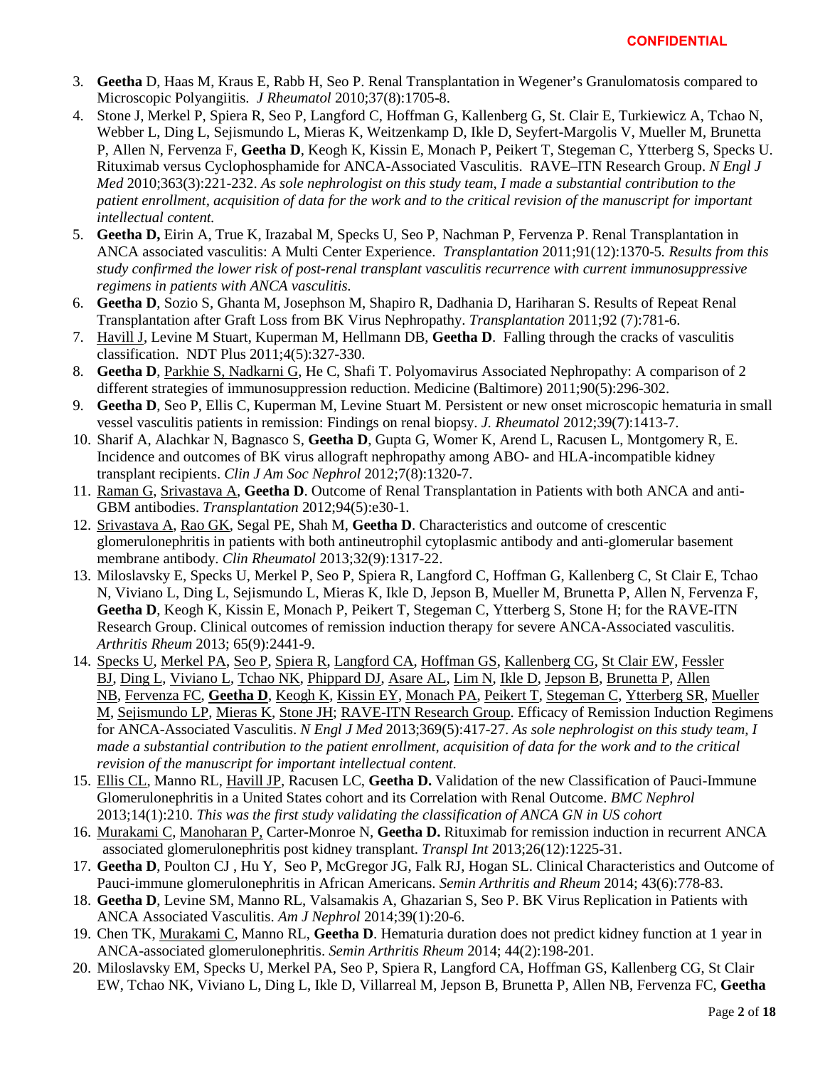**CONFIDENTIAL**

3. **Geetha** D, Haas M, Kraus E, Rabb H, Seo P. Renal Transplantation in Wegener's Granulomatosis compared to Microscopic Polyangiitis. *J Rheumatol* 2010;37(8):1705-8.
4. Stone J, Merkel P, Spiera R, Seo P, Langford C, Hoffman G, Kallenberg G, St. Clair E, Turkiewicz A, Tchao N, Webber L, Ding L, Sejismundo L, Mieras K, Weitzenkamp D, Ikle D, Seyfert-Margolis V, Mueller M, Brunetta P, Allen N, Fervenza F, **Geetha D**, Keogh K, Kissin E, Monach P, Peikert T, Stegeman C, Ytterberg S, Specks U. Rituximab versus Cyclophosphamide for ANCA-Associated Vasculitis. RAVE–ITN Research Group. *N Engl J Med* 2010;363(3):221-232. *As sole nephrologist on this study team, I made a substantial contribution to the patient enrollment, acquisition of data for the work and to the critical revision of the manuscript for important intellectual content.*
5. **Geetha D,** Eirin A, True K, Irazabal M, Specks U, Seo P, Nachman P, Fervenza P. Renal Transplantation in ANCA associated vasculitis: A Multi Center Experience. *Transplantation* 2011;91(12):1370-5. *Results from this study confirmed the lower risk of post-renal transplant vasculitis recurrence with current immunosuppressive regimens in patients with ANCA vasculitis.*
6. **Geetha D**, Sozio S, Ghanta M, Josephson M, Shapiro R, Dadhania D, Hariharan S. Results of Repeat Renal Transplantation after Graft Loss from BK Virus Nephropathy. *Transplantation* 2011;92 (7):781-6.
7. Havill J, Levine M Stuart, Kuperman M, Hellmann DB, **Geetha D**. Falling through the cracks of vasculitis classification. NDT Plus 2011;4(5):327-330.
8. **Geetha D**, Parkhie S, Nadkarni G, He C, Shafi T. Polyomavirus Associated Nephropathy: A comparison of 2 different strategies of immunosuppression reduction. Medicine (Baltimore) 2011;90(5):296-302.
9. **Geetha D**, Seo P, Ellis C, Kuperman M, Levine Stuart M. Persistent or new onset microscopic hematuria in small vessel vasculitis patients in remission: Findings on renal biopsy. *J. Rheumatol* 2012;39(7):1413-7.
10. Sharif A, Alachkar N, Bagnasco S, **Geetha D**, Gupta G, Womer K, Arend L, Racusen L, Montgomery R, E. Incidence and outcomes of BK virus allograft nephropathy among ABO- and HLA-incompatible kidney transplant recipients. *Clin J Am Soc Nephrol* 2012;7(8):1320-7.
11. Raman G, Srivastava A, **Geetha D**. Outcome of Renal Transplantation in Patients with both ANCA and anti-GBM antibodies. *Transplantation* 2012;94(5):e30-1.
12. Srivastava A, Rao GK, Segal PE, Shah M, **Geetha D**. Characteristics and outcome of crescentic glomerulonephritis in patients with both antineutrophil cytoplasmic antibody and anti-glomerular basement membrane antibody. *Clin Rheumatol* 2013;32(9):1317-22.
13. Miloslavsky E, Specks U, Merkel P, Seo P, Spiera R, Langford C, Hoffman G, Kallenberg C, St Clair E, Tchao N, Viviano L, Ding L, Sejismundo L, Mieras K, Ikle D, Jepson B, Mueller M, Brunetta P, Allen N, Fervenza F, **Geetha D**, Keogh K, Kissin E, Monach P, Peikert T, Stegeman C, Ytterberg S, Stone H; for the RAVE-ITN Research Group. Clinical outcomes of remission induction therapy for severe ANCA-Associated vasculitis. *Arthritis Rheum* 2013; 65(9):2441-9.
14. Specks U, Merkel PA, Seo P, Spiera R, Langford CA, Hoffman GS, Kallenberg CG, St Clair EW, Fessler BJ, Ding L, Viviano L, Tchao NK, Phippard DJ, Asare AL, Lim N, Ikle D, Jepson B, Brunetta P, Allen NB, Fervenza FC, **Geetha D**, Keogh K, Kissin EY, Monach PA, Peikert T, Stegeman C, Ytterberg SR, Mueller M, Sejismundo LP, Mieras K, Stone JH; RAVE-ITN Research Group. Efficacy of Remission Induction Regimens for ANCA-Associated Vasculitis. *N Engl J Med* 2013;369(5):417-27. *As sole nephrologist on this study team, I made a substantial contribution to the patient enrollment, acquisition of data for the work and to the critical revision of the manuscript for important intellectual content.*
15. Ellis CL, Manno RL, Havill JP, Racusen LC, **Geetha D.** Validation of the new Classification of Pauci-Immune Glomerulonephritis in a United States cohort and its Correlation with Renal Outcome. *BMC Nephrol* 2013;14(1):210. *This was the first study validating the classification of ANCA GN in US cohort*
16. Murakami C, Manoharan P, Carter-Monroe N, **Geetha D.** Rituximab for remission induction in recurrent ANCA associated glomerulonephritis post kidney transplant. *Transpl Int* 2013;26(12):1225-31.
17. **Geetha D**, Poulton CJ , Hu Y, Seo P, McGregor JG, Falk RJ, Hogan SL. Clinical Characteristics and Outcome of Pauci-immune glomerulonephritis in African Americans. *Semin Arthritis and Rheum* 2014; 43(6):778-83.
18. **Geetha D**, Levine SM, Manno RL, Valsamakis A, Ghazarian S, Seo P. BK Virus Replication in Patients with ANCA Associated Vasculitis. *Am J Nephrol* 2014;39(1):20-6.
19. Chen TK, Murakami C, Manno RL, **Geetha D**. Hematuria duration does not predict kidney function at 1 year in ANCA-associated glomerulonephritis. *Semin Arthritis Rheum* 2014; 44(2):198-201.
20. Miloslavsky EM, Specks U, Merkel PA, Seo P, Spiera R, Langford CA, Hoffman GS, Kallenberg CG, St Clair EW, Tchao NK, Viviano L, Ding L, Ikle D, Villarreal M, Jepson B, Brunetta P, Allen NB, Fervenza FC, **Geetha**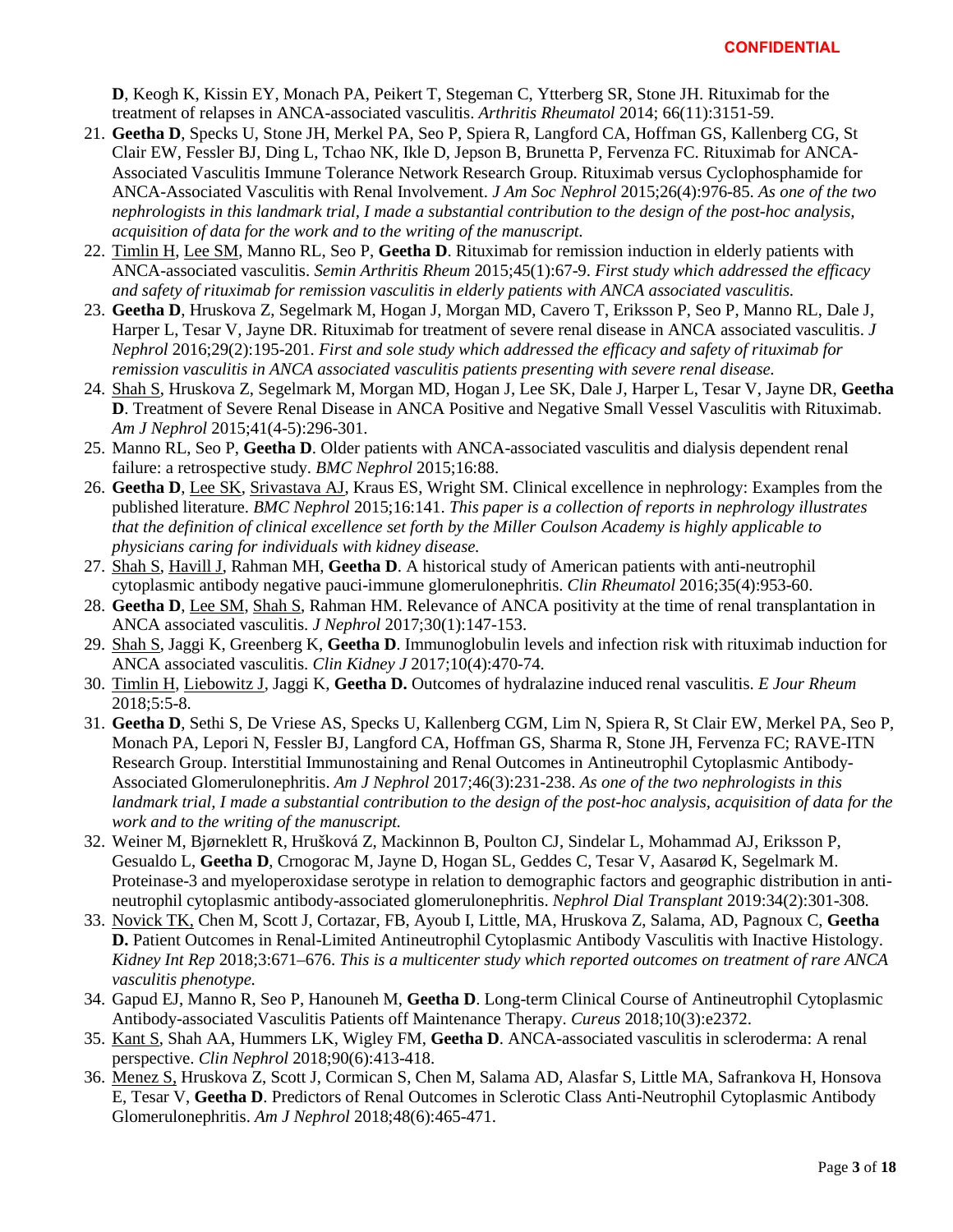**D**, Keogh K, Kissin EY, Monach PA, Peikert T, Stegeman C, Ytterberg SR, Stone JH. Rituximab for the treatment of relapses in ANCA-associated vasculitis. *Arthritis Rheumatol* 2014; 66(11):3151-59.

21. **Geetha D**, Specks U, Stone JH, Merkel PA, Seo P, Spiera R, Langford CA, Hoffman GS, Kallenberg CG, St Clair EW, Fessler BJ, Ding L, Tchao NK, Ikle D, Jepson B, Brunetta P, Fervenza FC. Rituximab for ANCA-Associated Vasculitis Immune Tolerance Network Research Group. Rituximab versus Cyclophosphamide for ANCA-Associated Vasculitis with Renal Involvement. *J Am Soc Nephrol* 2015;26(4):976-85. *As one of the two nephrologists in this landmark trial, I made a substantial contribution to the design of the post-hoc analysis, acquisition of data for the work and to the writing of the manuscript.*
22. Timlin H, Lee SM, Manno RL, Seo P, **Geetha D**. Rituximab for remission induction in elderly patients with ANCA-associated vasculitis. *Semin Arthritis Rheum* 2015;45(1):67-9. *First study which addressed the efficacy and safety of rituximab for remission vasculitis in elderly patients with ANCA associated vasculitis.*
23. **Geetha D**, Hruskova Z, Segelmark M, Hogan J, Morgan MD, Cavero T, Eriksson P, Seo P, Manno RL, Dale J, Harper L, Tesar V, Jayne DR. Rituximab for treatment of severe renal disease in ANCA associated vasculitis. *J Nephrol* 2016;29(2):195-201. *First and sole study which addressed the efficacy and safety of rituximab for remission vasculitis in ANCA associated vasculitis patients presenting with severe renal disease.*
24. Shah S, Hruskova Z, Segelmark M, Morgan MD, Hogan J, Lee SK, Dale J, Harper L, Tesar V, Jayne DR, **Geetha D**. Treatment of Severe Renal Disease in ANCA Positive and Negative Small Vessel Vasculitis with Rituximab. *Am J Nephrol* 2015;41(4-5):296-301.
25. Manno RL, Seo P, **Geetha D**. Older patients with ANCA-associated vasculitis and dialysis dependent renal failure: a retrospective study. *BMC Nephrol* 2015;16:88.
26. **Geetha D**, Lee SK, Srivastava AJ, Kraus ES, Wright SM. Clinical excellence in nephrology: Examples from the published literature. *BMC Nephrol* 2015;16:141. *This paper is a collection of reports in nephrology illustrates that the definition of clinical excellence set forth by the Miller Coulson Academy is highly applicable to physicians caring for individuals with kidney disease.*
27. Shah S, Havill J, Rahman MH, **Geetha D**. A historical study of American patients with anti-neutrophil cytoplasmic antibody negative pauci-immune glomerulonephritis. *Clin Rheumatol* 2016;35(4):953-60.
28. **Geetha D**, Lee SM, Shah S, Rahman HM. Relevance of ANCA positivity at the time of renal transplantation in ANCA associated vasculitis. *J Nephrol* 2017;30(1):147-153.
29. Shah S, Jaggi K, Greenberg K, **Geetha D**. Immunoglobulin levels and infection risk with rituximab induction for ANCA associated vasculitis. *Clin Kidney J* 2017;10(4):470-74.
30. Timlin H, Liebowitz J, Jaggi K, **Geetha D.** Outcomes of hydralazine induced renal vasculitis. *E Jour Rheum* 2018;5:5-8.
31. **Geetha D**, Sethi S, De Vriese AS, Specks U, Kallenberg CGM, Lim N, Spiera R, St Clair EW, Merkel PA, Seo P, Monach PA, Lepori N, Fessler BJ, Langford CA, Hoffman GS, Sharma R, Stone JH, Fervenza FC; RAVE-ITN Research Group. Interstitial Immunostaining and Renal Outcomes in Antineutrophil Cytoplasmic Antibody-Associated Glomerulonephritis. *Am J Nephrol* 2017;46(3):231-238. *As one of the two nephrologists in this landmark trial, I made a substantial contribution to the design of the post-hoc analysis, acquisition of data for the work and to the writing of the manuscript.*
32. Weiner M, Bjørneklett R, Hrušková Z, Mackinnon B, Poulton CJ, Sindelar L, Mohammad AJ, Eriksson P, Gesualdo L, **Geetha D**, Crnogorac M, Jayne D, Hogan SL, Geddes C, Tesar V, Aasarød K, Segelmark M. Proteinase-3 and myeloperoxidase serotype in relation to demographic factors and geographic distribution in anti-neutrophil cytoplasmic antibody-associated glomerulonephritis. *Nephrol Dial Transplant* 2019:34(2):301-308.
33. Novick TK, Chen M, Scott J, Cortazar, FB, Ayoub I, Little, MA, Hruskova Z, Salama, AD, Pagnoux C, **Geetha D.** Patient Outcomes in Renal-Limited Antineutrophil Cytoplasmic Antibody Vasculitis with Inactive Histology. *Kidney Int Rep* 2018;3:671–676. *This is a multicenter study which reported outcomes on treatment of rare ANCA vasculitis phenotype.*
34. Gapud EJ, Manno R, Seo P, Hanouneh M, **Geetha D**. Long-term Clinical Course of Antineutrophil Cytoplasmic Antibody-associated Vasculitis Patients off Maintenance Therapy. *Cureus* 2018;10(3):e2372.
35. Kant S, Shah AA, Hummers LK, Wigley FM, **Geetha D**. ANCA-associated vasculitis in scleroderma: A renal perspective. *Clin Nephrol* 2018;90(6):413-418.
36. Menez S, Hruskova Z, Scott J, Cormican S, Chen M, Salama AD, Alasfar S, Little MA, Safrankova H, Honsova E, Tesar V, **Geetha D**. Predictors of Renal Outcomes in Sclerotic Class Anti-Neutrophil Cytoplasmic Antibody Glomerulonephritis. *Am J Nephrol* 2018;48(6):465-471.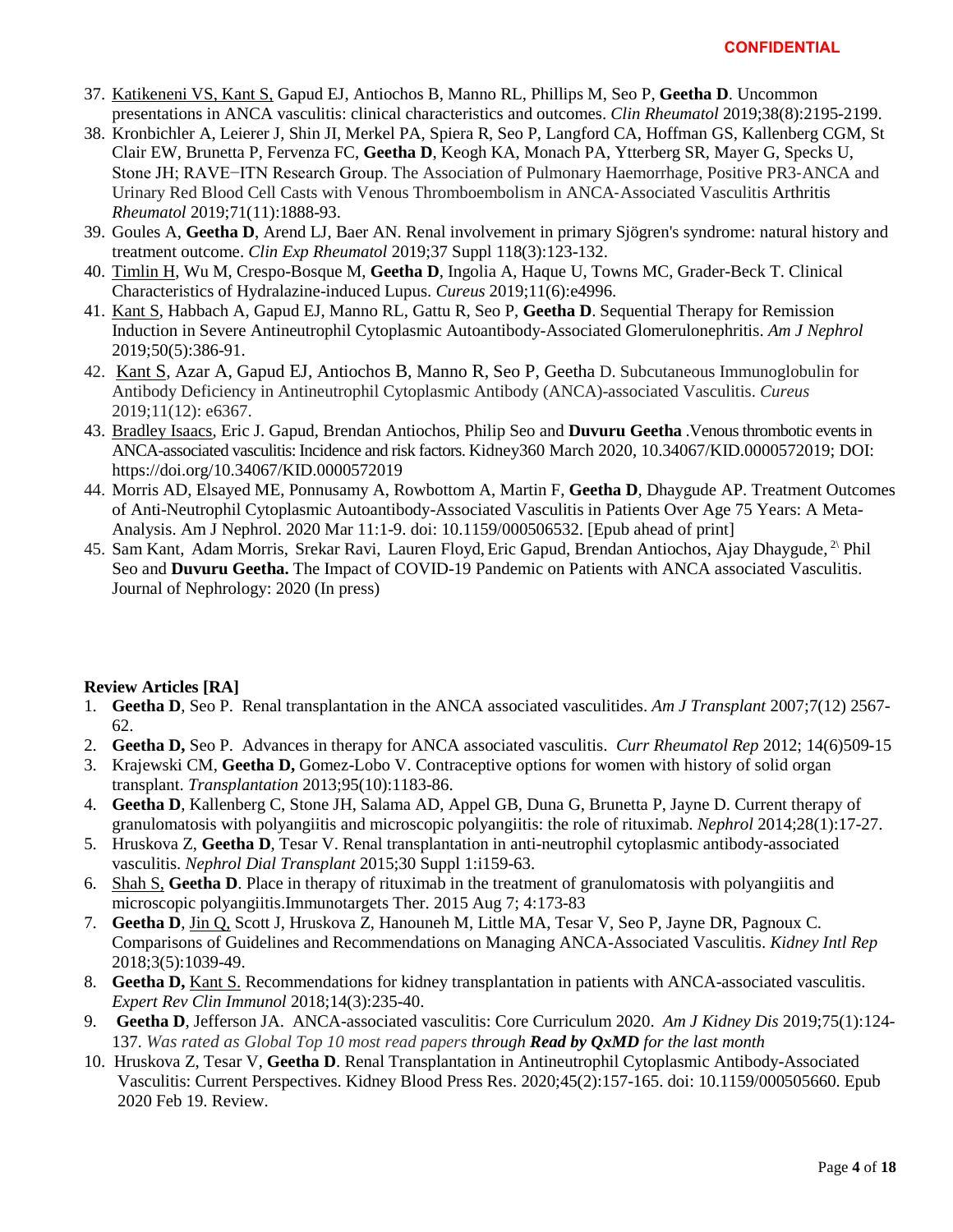**CONFIDENTIAL**

37. Katikeneni VS, Kant S, Gapud EJ, Antiochos B, Manno RL, Phillips M, Seo P, **Geetha D**. Uncommon presentations in ANCA vasculitis: clinical characteristics and outcomes. *Clin Rheumatol* 2019;38(8):2195-2199.
38. Kronbichler A, Leierer J, Shin JI, Merkel PA, Spiera R, Seo P, Langford CA, Hoffman GS, Kallenberg CGM, St Clair EW, Brunetta P, Fervenza FC, **Geetha D**, Keogh KA, Monach PA, Ytterberg SR, Mayer G, Specks U, Stone JH; RAVE−ITN Research Group. The Association of Pulmonary Haemorrhage, Positive PR3-ANCA and Urinary Red Blood Cell Casts with Venous Thromboembolism in ANCA-Associated Vasculitis Arthritis *Rheumatol* 2019;71(11):1888-93.
39. Goules A, **Geetha D**, Arend LJ, Baer AN. Renal involvement in primary Sjögren's syndrome: natural history and treatment outcome. *Clin Exp Rheumatol* 2019;37 Suppl 118(3):123-132.
40. Timlin H, Wu M, Crespo-Bosque M, **Geetha D**, Ingolia A, Haque U, Towns MC, Grader-Beck T. Clinical Characteristics of Hydralazine-induced Lupus. *Cureus* 2019;11(6):e4996.
41. Kant S, Habbach A, Gapud EJ, Manno RL, Gattu R, Seo P, **Geetha D**. Sequential Therapy for Remission Induction in Severe Antineutrophil Cytoplasmic Autoantibody-Associated Glomerulonephritis. *Am J Nephrol* 2019;50(5):386-91.
42. Kant S, Azar A, Gapud EJ, Antiochos B, Manno R, Seo P, Geetha D. Subcutaneous Immunoglobulin for Antibody Deficiency in Antineutrophil Cytoplasmic Antibody (ANCA)-associated Vasculitis. *Cureus* 2019;11(12): e6367.
43. Bradley Isaacs, Eric J. Gapud, Brendan Antiochos, Philip Seo and **Duvuru Geetha** .Venous thrombotic events in ANCA-associated vasculitis: Incidence and risk factors. Kidney360 March 2020, 10.34067/KID.0000572019; DOI: https://doi.org/10.34067/KID.0000572019
44. Morris AD, Elsayed ME, Ponnusamy A, Rowbottom A, Martin F, **Geetha D**, Dhaygude AP. Treatment Outcomes of Anti-Neutrophil Cytoplasmic Autoantibody-Associated Vasculitis in Patients Over Age 75 Years: A Meta-Analysis. Am J Nephrol. 2020 Mar 11:1-9. doi: 10.1159/000506532. [Epub ahead of print]
45. Sam Kant, Adam Morris, Srekar Ravi, Lauren Floyd, Eric Gapud, Brendan Antiochos, Ajay Dhaygude, [2\] Phil Seo and **Duvuru Geetha.** The Impact of COVID-19 Pandemic on Patients with ANCA associated Vasculitis. Journal of Nephrology: 2020 (In press)

**Review Articles [RA]**

1. **Geetha D**, Seo P. Renal transplantation in the ANCA associated vasculitides. *Am J Transplant* 2007;7(12) 2567-62.
2. **Geetha D,** Seo P. Advances in therapy for ANCA associated vasculitis. *Curr Rheumatol Rep* 2012; 14(6)509-15
3. Krajewski CM, **Geetha D,** Gomez-Lobo V. Contraceptive options for women with history of solid organ transplant. *Transplantation* 2013;95(10):1183-86.
4. **Geetha D**, Kallenberg C, Stone JH, Salama AD, Appel GB, Duna G, Brunetta P, Jayne D. Current therapy of granulomatosis with polyangiitis and microscopic polyangiitis: the role of rituximab. *Nephrol* 2014;28(1):17-27.
5. Hruskova Z, **Geetha D**, Tesar V. Renal transplantation in anti-neutrophil cytoplasmic antibody-associated vasculitis. *Nephrol Dial Transplant* 2015;30 Suppl 1:i159-63.
6. Shah S, **Geetha D**. Place in therapy of rituximab in the treatment of granulomatosis with polyangiitis and microscopic polyangiitis.Immunotargets Ther. 2015 Aug 7; 4:173-83
7. **Geetha D**, Jin Q, Scott J, Hruskova Z, Hanouneh M, Little MA, Tesar V, Seo P, Jayne DR, Pagnoux C. Comparisons of Guidelines and Recommendations on Managing ANCA-Associated Vasculitis. *Kidney Intl Rep* 2018;3(5):1039-49.
8. **Geetha D,** Kant S. Recommendations for kidney transplantation in patients with ANCA-associated vasculitis. *Expert Rev Clin Immunol* 2018;14(3):235-40.
9. **Geetha D**, Jefferson JA. ANCA-associated vasculitis: Core Curriculum 2020. *Am J Kidney Dis* 2019;75(1):124-137. *Was rated as Global Top 10 most read papers through **Read by QxMD** for the last month*
10. Hruskova Z, Tesar V, **Geetha D**. Renal Transplantation in Antineutrophil Cytoplasmic Antibody-Associated Vasculitis: Current Perspectives. Kidney Blood Press Res. 2020;45(2):157-165. doi: 10.1159/000505660. Epub 2020 Feb 19. Review.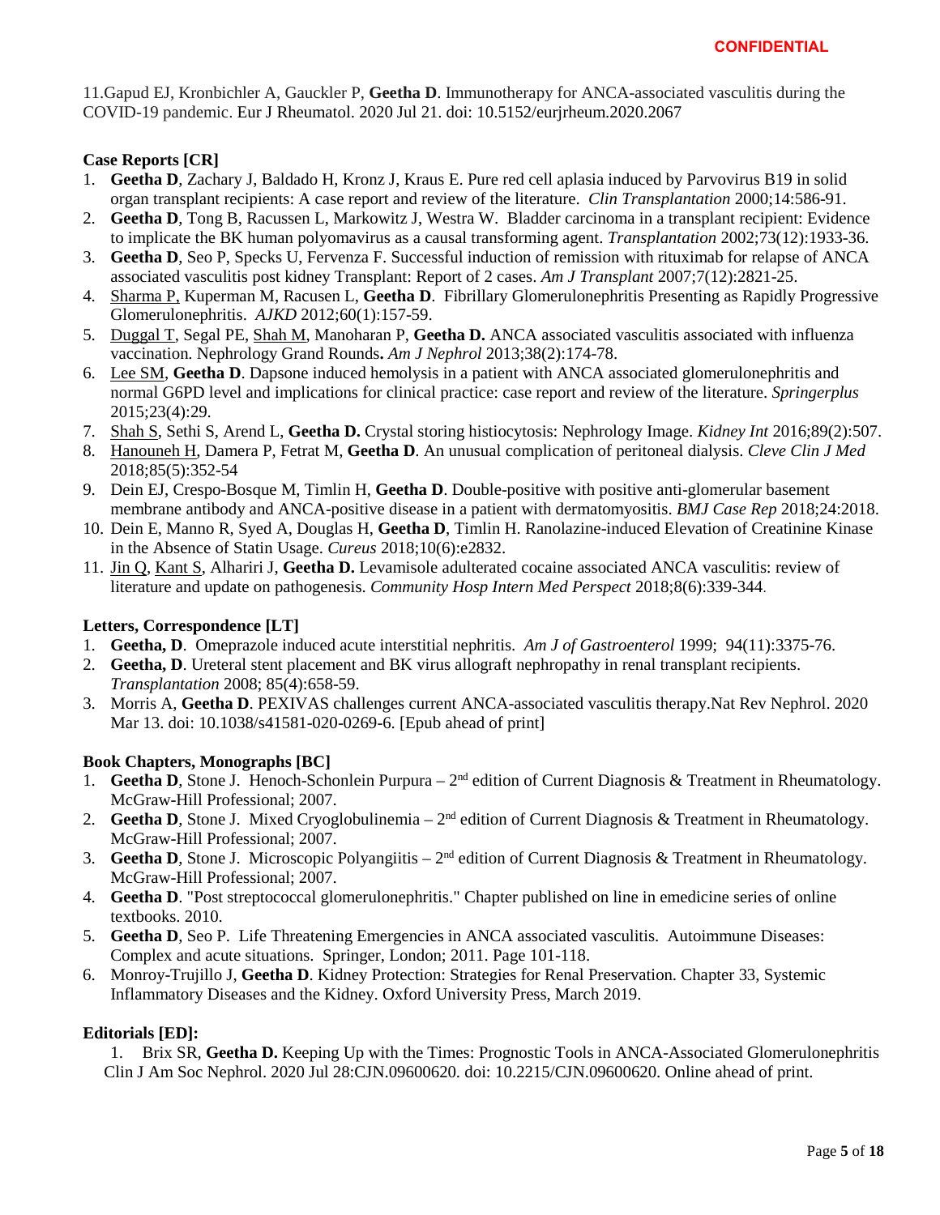11.Gapud EJ, Kronbichler A, Gauckler P, **Geetha D**. Immunotherapy for ANCA-associated vasculitis during the COVID-19 pandemic. Eur J Rheumatol. 2020 Jul 21. doi: 10.5152/eurjrheum.2020.2067

**Case Reports [CR]**

1. **Geetha D**, Zachary J, Baldado H, Kronz J, Kraus E. Pure red cell aplasia induced by Parvovirus B19 in solid organ transplant recipients: A case report and review of the literature. *Clin Transplantation* 2000;14:586-91.
2. **Geetha D**, Tong B, Racussen L, Markowitz J, Westra W. Bladder carcinoma in a transplant recipient: Evidence to implicate the BK human polyomavirus as a causal transforming agent. *Transplantation* 2002;73(12):1933-36.
3. **Geetha D**, Seo P, Specks U, Fervenza F. Successful induction of remission with rituximab for relapse of ANCA associated vasculitis post kidney Transplant: Report of 2 cases. *Am J Transplant* 2007;7(12):2821-25.
4. Sharma P, Kuperman M, Racusen L, **Geetha D**. Fibrillary Glomerulonephritis Presenting as Rapidly Progressive Glomerulonephritis. *AJKD* 2012;60(1):157-59.
5. Duggal T, Segal PE, Shah M, Manoharan P, **Geetha D.** ANCA associated vasculitis associated with influenza vaccination. Nephrology Grand Rounds**.** *Am J Nephrol* 2013;38(2):174-78.
6. Lee SM, **Geetha D**. Dapsone induced hemolysis in a patient with ANCA associated glomerulonephritis and normal G6PD level and implications for clinical practice: case report and review of the literature. *Springerplus* 2015;23(4):29.
7. Shah S, Sethi S, Arend L, **Geetha D.** Crystal storing histiocytosis: Nephrology Image. *Kidney Int* 2016;89(2):507.
8. Hanouneh H, Damera P, Fetrat M, **Geetha D**. An unusual complication of peritoneal dialysis. *Cleve Clin J Med* 2018;85(5):352-54
9. Dein EJ, Crespo-Bosque M, Timlin H, **Geetha D**. Double-positive with positive anti-glomerular basement membrane antibody and ANCA-positive disease in a patient with dermatomyositis. *BMJ Case Rep* 2018;24:2018.
10. Dein E, Manno R, Syed A, Douglas H, **Geetha D**, Timlin H. Ranolazine-induced Elevation of Creatinine Kinase in the Absence of Statin Usage. *Cureus* 2018;10(6):e2832.
11. Jin Q, Kant S, Alhariri J, **Geetha D.** Levamisole adulterated cocaine associated ANCA vasculitis: review of literature and update on pathogenesis. *Community Hosp Intern Med Perspect* 2018;8(6):339-344.

**Letters, Correspondence [LT]**

1. **Geetha, D**. Omeprazole induced acute interstitial nephritis. *Am J of Gastroenterol* 1999; 94(11):3375-76.
2. **Geetha, D**. Ureteral stent placement and BK virus allograft nephropathy in renal transplant recipients. *Transplantation* 2008; 85(4):658-59.
3. Morris A, **Geetha D**. PEXIVAS challenges current ANCA-associated vasculitis therapy.Nat Rev Nephrol. 2020 Mar 13. doi: 10.1038/s41581-020-0269-6. [Epub ahead of print]

**Book Chapters, Monographs [BC]**

1. **Geetha D**, Stone J. Henoch-Schonlein Purpura – 2nd edition of Current Diagnosis & Treatment in Rheumatology. McGraw-Hill Professional; 2007.
2. **Geetha D**, Stone J. Mixed Cryoglobulinemia – 2nd edition of Current Diagnosis & Treatment in Rheumatology. McGraw-Hill Professional; 2007.
3. **Geetha D**, Stone J. Microscopic Polyangiitis – 2nd edition of Current Diagnosis & Treatment in Rheumatology. McGraw-Hill Professional; 2007.
4. **Geetha D**. "Post streptococcal glomerulonephritis." Chapter published on line in emedicine series of online textbooks. 2010.
5. **Geetha D**, Seo P. Life Threatening Emergencies in ANCA associated vasculitis. Autoimmune Diseases: Complex and acute situations. Springer, London; 2011. Page 101-118.
6. Monroy-Trujillo J, **Geetha D**. Kidney Protection: Strategies for Renal Preservation. Chapter 33, Systemic Inflammatory Diseases and the Kidney. Oxford University Press, March 2019.

**Editorials [ED]:**

1. Brix SR, **Geetha D.** Keeping Up with the Times: Prognostic Tools in ANCA-Associated Glomerulonephritis Clin J Am Soc Nephrol. 2020 Jul 28:CJN.09600620. doi: 10.2215/CJN.09600620. Online ahead of print.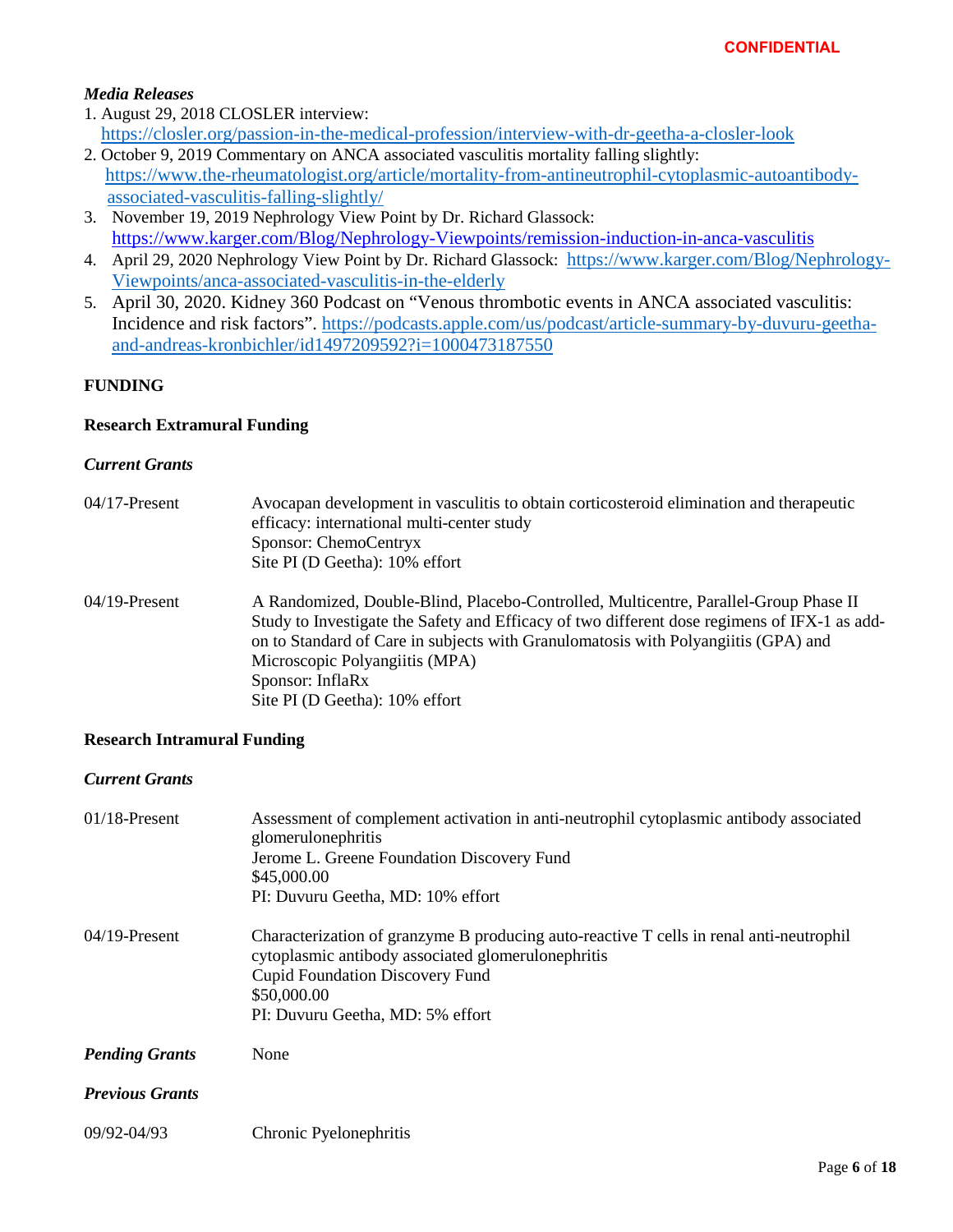CONFIDENTIAL

*Media Releases*

1. August 29, 2018 CLOSLER interview: https://closler.org/passion-in-the-medical-profession/interview-with-dr-geetha-a-closler-look
2. October 9, 2019 Commentary on ANCA associated vasculitis mortality falling slightly: https://www.the-rheumatologist.org/article/mortality-from-antineutrophil-cytoplasmic-autoantibody-associated-vasculitis-falling-slightly/
3. November 19, 2019 Nephrology View Point by Dr. Richard Glassock: https://www.karger.com/Blog/Nephrology-Viewpoints/remission-induction-in-anca-vasculitis
4. April 29, 2020 Nephrology View Point by Dr. Richard Glassock: https://www.karger.com/Blog/Nephrology-Viewpoints/anca-associated-vasculitis-in-the-elderly
5. April 30, 2020. Kidney 360 Podcast on "Venous thrombotic events in ANCA associated vasculitis: Incidence and risk factors". https://podcasts.apple.com/us/podcast/article-summary-by-duvuru-geetha-and-andreas-kronbichler/id1497209592?i=1000473187550

**FUNDING**

**Research Extramural Funding**

***Current Grants***

04/17-Present — Avocapan development in vasculitis to obtain corticosteroid elimination and therapeutic efficacy: international multi-center study
Sponsor: ChemoCentryx
Site PI (D Geetha): 10% effort

04/19-Present — A Randomized, Double-Blind, Placebo-Controlled, Multicentre, Parallel-Group Phase II Study to Investigate the Safety and Efficacy of two different dose regimens of IFX-1 as add-on to Standard of Care in subjects with Granulomatosis with Polyangiitis (GPA) and Microscopic Polyangiitis (MPA)
Sponsor: InflaRx
Site PI (D Geetha): 10% effort

**Research Intramural Funding**

***Current Grants***

01/18-Present — Assessment of complement activation in anti-neutrophil cytoplasmic antibody associated glomerulonephritis
Jerome L. Greene Foundation Discovery Fund
$45,000.00
PI: Duvuru Geetha, MD: 10% effort

04/19-Present — Characterization of granzyme B producing auto-reactive T cells in renal anti-neutrophil cytoplasmic antibody associated glomerulonephritis
Cupid Foundation Discovery Fund
$50,000.00
PI: Duvuru Geetha, MD: 5% effort

***Pending Grants*** — None

***Previous Grants***

09/92-04/93 — Chronic Pyelonephritis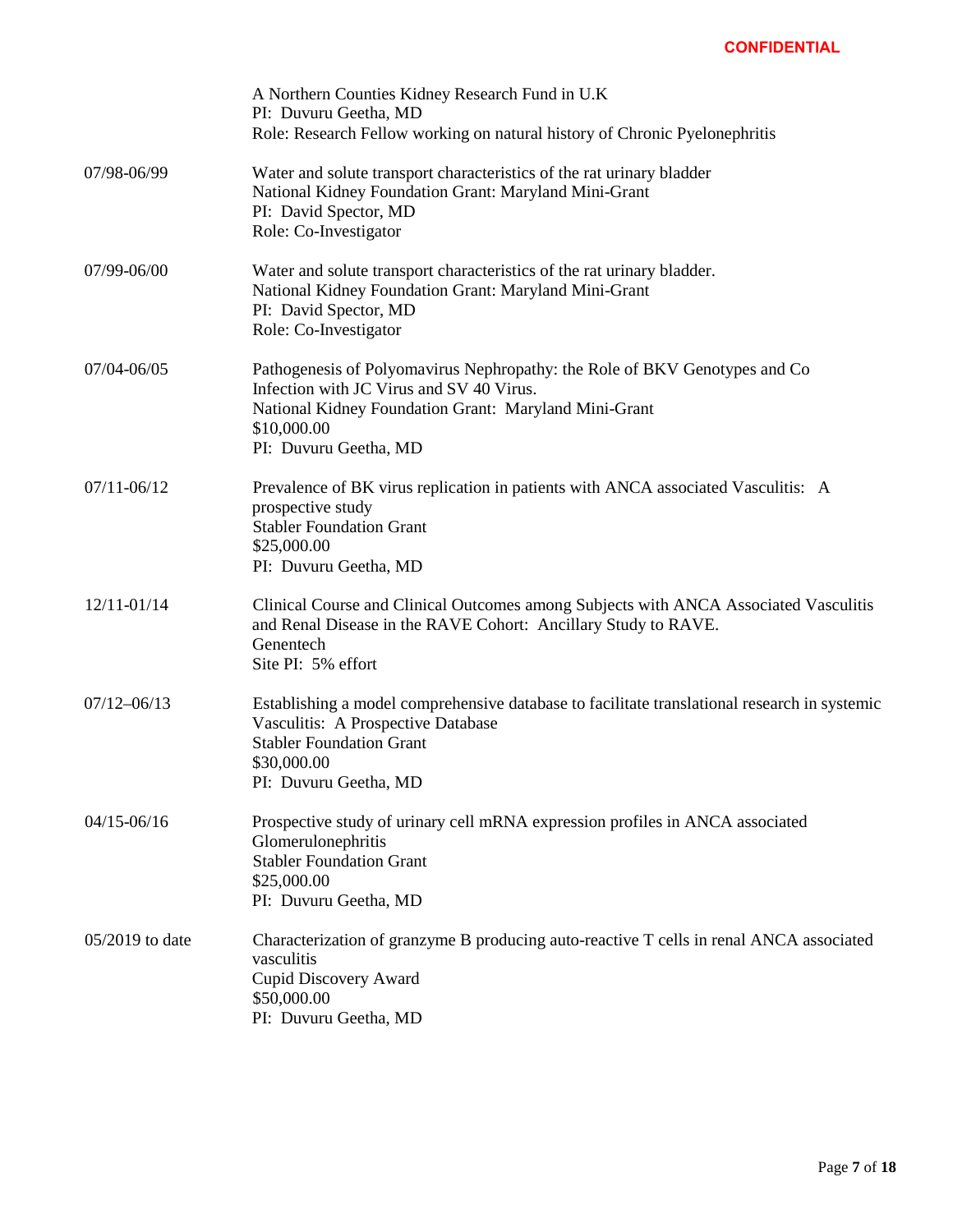| | |
|---|---|
| | A Northern Counties Kidney Research Fund in U.K<br>PI: Duvuru Geetha, MD<br>Role: Research Fellow working on natural history of Chronic Pyelonephritis |
| 07/98-06/99 | Water and solute transport characteristics of the rat urinary bladder<br>National Kidney Foundation Grant: Maryland Mini-Grant<br>PI: David Spector, MD<br>Role: Co-Investigator |
| 07/99-06/00 | Water and solute transport characteristics of the rat urinary bladder.<br>National Kidney Foundation Grant: Maryland Mini-Grant<br>PI: David Spector, MD<br>Role: Co-Investigator |
| 07/04-06/05 | Pathogenesis of Polyomavirus Nephropathy: the Role of BKV Genotypes and Co Infection with JC Virus and SV 40 Virus.<br>National Kidney Foundation Grant: Maryland Mini-Grant<br>$10,000.00<br>PI: Duvuru Geetha, MD |
| 07/11-06/12 | Prevalence of BK virus replication in patients with ANCA associated Vasculitis: A prospective study<br>Stabler Foundation Grant<br>$25,000.00<br>PI: Duvuru Geetha, MD |
| 12/11-01/14 | Clinical Course and Clinical Outcomes among Subjects with ANCA Associated Vasculitis and Renal Disease in the RAVE Cohort: Ancillary Study to RAVE.<br>Genentech<br>Site PI: 5% effort |
| 07/12–06/13 | Establishing a model comprehensive database to facilitate translational research in systemic Vasculitis: A Prospective Database<br>Stabler Foundation Grant<br>$30,000.00<br>PI: Duvuru Geetha, MD |
| 04/15-06/16 | Prospective study of urinary cell mRNA expression profiles in ANCA associated Glomerulonephritis<br>Stabler Foundation Grant<br>$25,000.00<br>PI: Duvuru Geetha, MD |
| 05/2019 to date | Characterization of granzyme B producing auto-reactive T cells in renal ANCA associated vasculitis<br>Cupid Discovery Award<br>$50,000.00<br>PI: Duvuru Geetha, MD |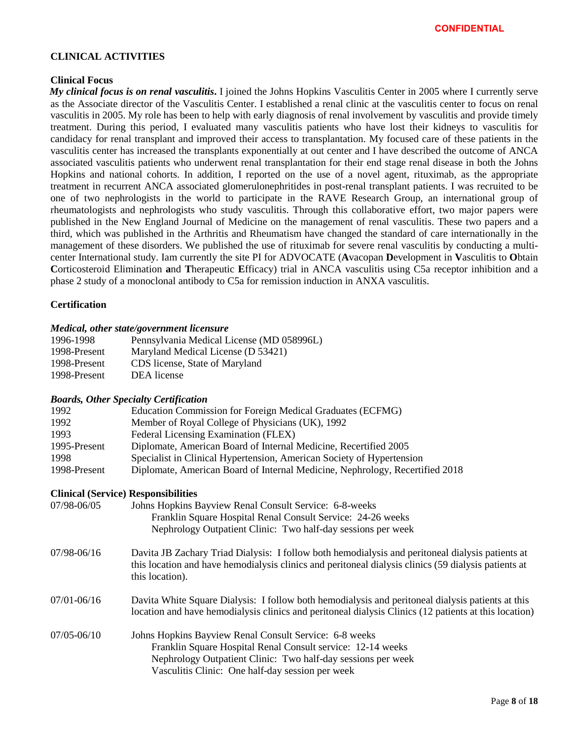## CLINICAL ACTIVITIES

### Clinical Focus

***My clinical focus is on renal vasculitis*.** I joined the Johns Hopkins Vasculitis Center in 2005 where I currently serve as the Associate director of the Vasculitis Center. I established a renal clinic at the vasculitis center to focus on renal vasculitis in 2005. My role has been to help with early diagnosis of renal involvement by vasculitis and provide timely treatment. During this period, I evaluated many vasculitis patients who have lost their kidneys to vasculitis for candidacy for renal transplant and improved their access to transplantation. My focused care of these patients in the vasculitis center has increased the transplants exponentially at out center and I have described the outcome of ANCA associated vasculitis patients who underwent renal transplantation for their end stage renal disease in both the Johns Hopkins and national cohorts. In addition, I reported on the use of a novel agent, rituximab, as the appropriate treatment in recurrent ANCA associated glomerulonephritides in post-renal transplant patients. I was recruited to be one of two nephrologists in the world to participate in the RAVE Research Group, an international group of rheumatologists and nephrologists who study vasculitis. Through this collaborative effort, two major papers were published in the New England Journal of Medicine on the management of renal vasculitis. These two papers and a third, which was published in the Arthritis and Rheumatism have changed the standard of care internationally in the management of these disorders. We published the use of rituximab for severe renal vasculitis by conducting a multi-center International study. Iam currently the site PI for ADVOCATE (**A**vacopan **D**evelopment in **V**asculitis to **O**btain **C**orticosteroid Elimination **a**nd **T**herapeutic **E**fficacy) trial in ANCA vasculitis using C5a receptor inhibition and a phase 2 study of a monoclonal antibody to C5a for remission induction in ANXA vasculitis.

### Certification

***Medical, other state/government licensure***

| | |
|---|---|
| 1996-1998 | Pennsylvania Medical License (MD 058996L) |
| 1998-Present | Maryland Medical License (D 53421) |
| 1998-Present | CDS license, State of Maryland |
| 1998-Present | DEA license |

***Boards, Other Specialty Certification***

| | |
|---|---|
| 1992 | Education Commission for Foreign Medical Graduates (ECFMG) |
| 1992 | Member of Royal College of Physicians (UK), 1992 |
| 1993 | Federal Licensing Examination (FLEX) |
| 1995-Present | Diplomate, American Board of Internal Medicine, Recertified 2005 |
| 1998 | Specialist in Clinical Hypertension, American Society of Hypertension |
| 1998-Present | Diplomate, American Board of Internal Medicine, Nephrology, Recertified 2018 |

### Clinical (Service) Responsibilities

| | |
|---|---|
| 07/98-06/05 | Johns Hopkins Bayview Renal Consult Service: 6-8-weeks<br>Franklin Square Hospital Renal Consult Service: 24-26 weeks<br>Nephrology Outpatient Clinic: Two half-day sessions per week |
| 07/98-06/16 | Davita JB Zachary Triad Dialysis: I follow both hemodialysis and peritoneal dialysis patients at this location and have hemodialysis clinics and peritoneal dialysis clinics (59 dialysis patients at this location). |
| 07/01-06/16 | Davita White Square Dialysis: I follow both hemodialysis and peritoneal dialysis patients at this location and have hemodialysis clinics and peritoneal dialysis Clinics (12 patients at this location) |
| 07/05-06/10 | Johns Hopkins Bayview Renal Consult Service: 6-8 weeks<br>Franklin Square Hospital Renal Consult service: 12-14 weeks<br>Nephrology Outpatient Clinic: Two half-day sessions per week<br>Vasculitis Clinic: One half-day session per week |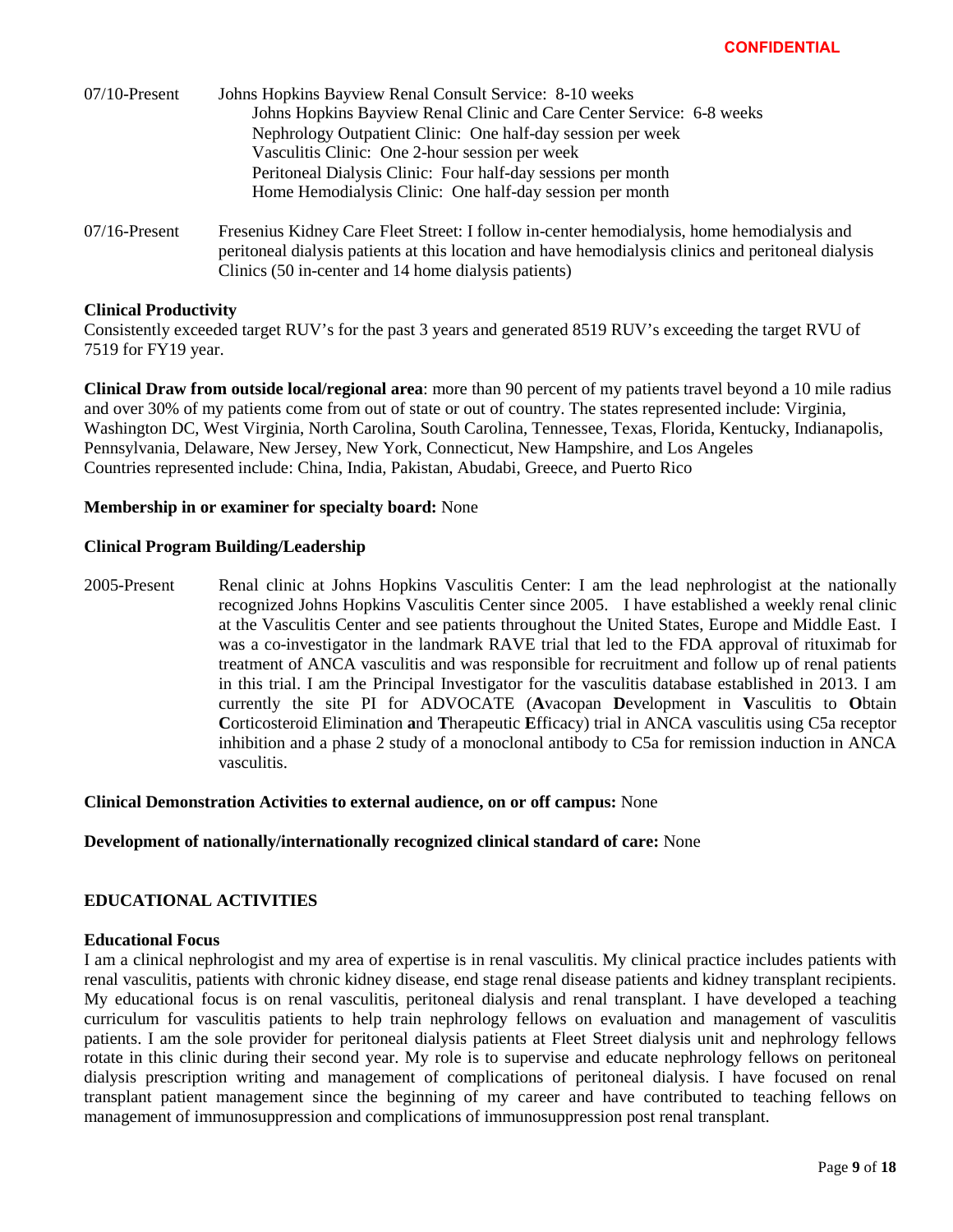07/10-Present Johns Hopkins Bayview Renal Consult Service: 8-10 weeks
Johns Hopkins Bayview Renal Clinic and Care Center Service: 6-8 weeks
Nephrology Outpatient Clinic: One half-day session per week
Vasculitis Clinic: One 2-hour session per week
Peritoneal Dialysis Clinic: Four half-day sessions per month
Home Hemodialysis Clinic: One half-day session per month

07/16-Present Fresenius Kidney Care Fleet Street: I follow in-center hemodialysis, home hemodialysis and peritoneal dialysis patients at this location and have hemodialysis clinics and peritoneal dialysis Clinics (50 in-center and 14 home dialysis patients)

**Clinical Productivity**
Consistently exceeded target RUV's for the past 3 years and generated 8519 RUV's exceeding the target RVU of 7519 for FY19 year.

**Clinical Draw from outside local/regional area**: more than 90 percent of my patients travel beyond a 10 mile radius and over 30% of my patients come from out of state or out of country. The states represented include: Virginia, Washington DC, West Virginia, North Carolina, South Carolina, Tennessee, Texas, Florida, Kentucky, Indianapolis, Pennsylvania, Delaware, New Jersey, New York, Connecticut, New Hampshire, and Los Angeles
Countries represented include: China, India, Pakistan, Abudabi, Greece, and Puerto Rico

**Membership in or examiner for specialty board:** None

**Clinical Program Building/Leadership**

2005-Present Renal clinic at Johns Hopkins Vasculitis Center: I am the lead nephrologist at the nationally recognized Johns Hopkins Vasculitis Center since 2005. I have established a weekly renal clinic at the Vasculitis Center and see patients throughout the United States, Europe and Middle East. I was a co-investigator in the landmark RAVE trial that led to the FDA approval of rituximab for treatment of ANCA vasculitis and was responsible for recruitment and follow up of renal patients in this trial. I am the Principal Investigator for the vasculitis database established in 2013. I am currently the site PI for ADVOCATE (**A**vacopan **D**evelopment in **V**asculitis to **O**btain **C**orticosteroid Elimination **a**nd **T**herapeutic **E**fficacy) trial in ANCA vasculitis using C5a receptor inhibition and a phase 2 study of a monoclonal antibody to C5a for remission induction in ANCA vasculitis.

**Clinical Demonstration Activities to external audience, on or off campus:** None

**Development of nationally/internationally recognized clinical standard of care:** None

## EDUCATIONAL ACTIVITIES

**Educational Focus**
I am a clinical nephrologist and my area of expertise is in renal vasculitis. My clinical practice includes patients with renal vasculitis, patients with chronic kidney disease, end stage renal disease patients and kidney transplant recipients. My educational focus is on renal vasculitis, peritoneal dialysis and renal transplant. I have developed a teaching curriculum for vasculitis patients to help train nephrology fellows on evaluation and management of vasculitis patients. I am the sole provider for peritoneal dialysis patients at Fleet Street dialysis unit and nephrology fellows rotate in this clinic during their second year. My role is to supervise and educate nephrology fellows on peritoneal dialysis prescription writing and management of complications of peritoneal dialysis. I have focused on renal transplant patient management since the beginning of my career and have contributed to teaching fellows on management of immunosuppression and complications of immunosuppression post renal transplant.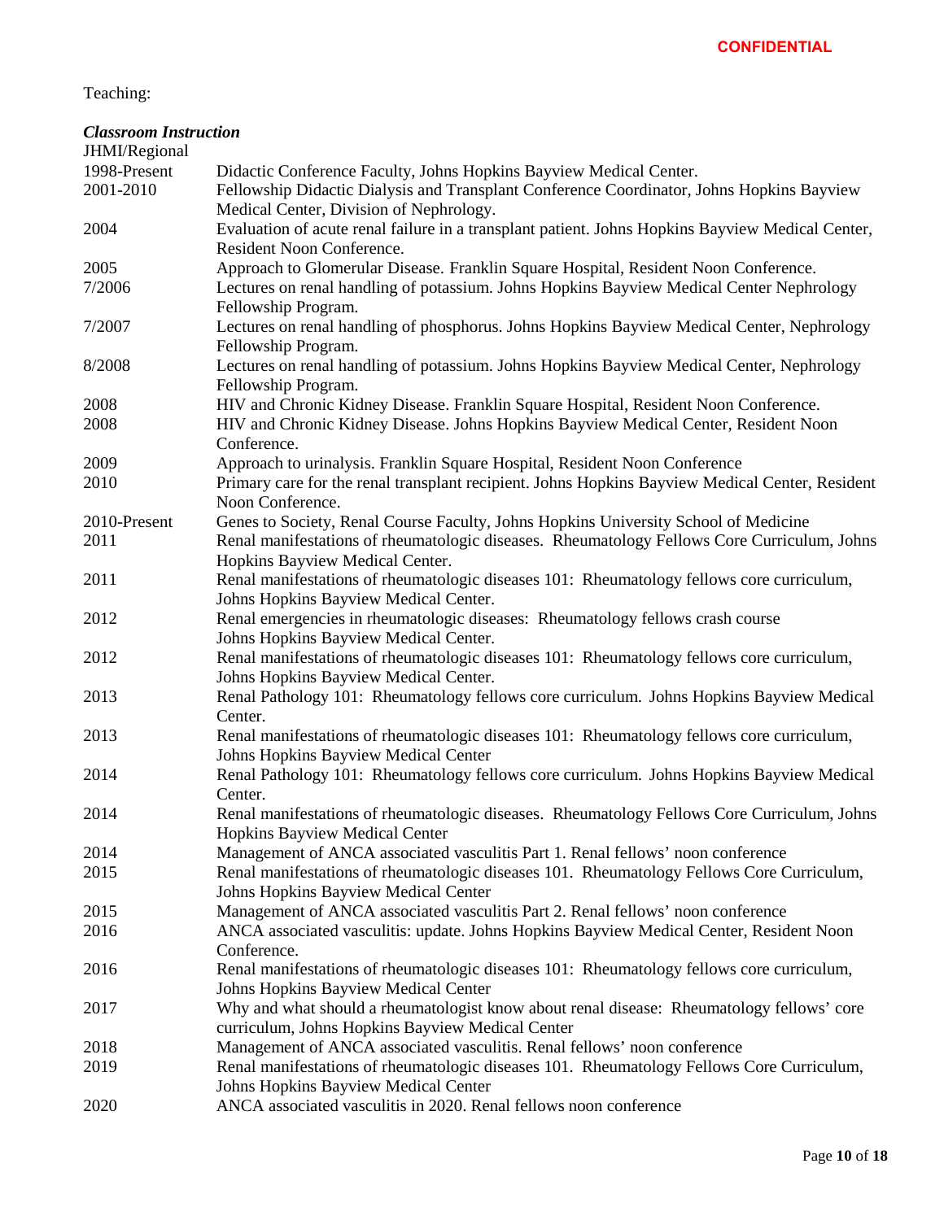Teaching:

***Classroom Instruction***

JHMI/Regional

| | |
|---|---|
| 1998-Present | Didactic Conference Faculty, Johns Hopkins Bayview Medical Center. |
| 2001-2010 | Fellowship Didactic Dialysis and Transplant Conference Coordinator, Johns Hopkins Bayview Medical Center, Division of Nephrology. |
| 2004 | Evaluation of acute renal failure in a transplant patient. Johns Hopkins Bayview Medical Center, Resident Noon Conference. |
| 2005 | Approach to Glomerular Disease. Franklin Square Hospital, Resident Noon Conference. |
| 7/2006 | Lectures on renal handling of potassium. Johns Hopkins Bayview Medical Center Nephrology Fellowship Program. |
| 7/2007 | Lectures on renal handling of phosphorus. Johns Hopkins Bayview Medical Center, Nephrology Fellowship Program. |
| 8/2008 | Lectures on renal handling of potassium. Johns Hopkins Bayview Medical Center, Nephrology Fellowship Program. |
| 2008 | HIV and Chronic Kidney Disease. Franklin Square Hospital, Resident Noon Conference. |
| 2008 | HIV and Chronic Kidney Disease. Johns Hopkins Bayview Medical Center, Resident Noon Conference. |
| 2009 | Approach to urinalysis. Franklin Square Hospital, Resident Noon Conference |
| 2010 | Primary care for the renal transplant recipient. Johns Hopkins Bayview Medical Center, Resident Noon Conference. |
| 2010-Present | Genes to Society, Renal Course Faculty, Johns Hopkins University School of Medicine |
| 2011 | Renal manifestations of rheumatologic diseases. Rheumatology Fellows Core Curriculum, Johns Hopkins Bayview Medical Center. |
| 2011 | Renal manifestations of rheumatologic diseases 101: Rheumatology fellows core curriculum, Johns Hopkins Bayview Medical Center. |
| 2012 | Renal emergencies in rheumatologic diseases: Rheumatology fellows crash course Johns Hopkins Bayview Medical Center. |
| 2012 | Renal manifestations of rheumatologic diseases 101: Rheumatology fellows core curriculum, Johns Hopkins Bayview Medical Center. |
| 2013 | Renal Pathology 101: Rheumatology fellows core curriculum. Johns Hopkins Bayview Medical Center. |
| 2013 | Renal manifestations of rheumatologic diseases 101: Rheumatology fellows core curriculum, Johns Hopkins Bayview Medical Center |
| 2014 | Renal Pathology 101: Rheumatology fellows core curriculum. Johns Hopkins Bayview Medical Center. |
| 2014 | Renal manifestations of rheumatologic diseases. Rheumatology Fellows Core Curriculum, Johns Hopkins Bayview Medical Center |
| 2014 | Management of ANCA associated vasculitis Part 1. Renal fellows' noon conference |
| 2015 | Renal manifestations of rheumatologic diseases 101. Rheumatology Fellows Core Curriculum, Johns Hopkins Bayview Medical Center |
| 2015 | Management of ANCA associated vasculitis Part 2. Renal fellows' noon conference |
| 2016 | ANCA associated vasculitis: update. Johns Hopkins Bayview Medical Center, Resident Noon Conference. |
| 2016 | Renal manifestations of rheumatologic diseases 101: Rheumatology fellows core curriculum, Johns Hopkins Bayview Medical Center |
| 2017 | Why and what should a rheumatologist know about renal disease: Rheumatology fellows' core curriculum, Johns Hopkins Bayview Medical Center |
| 2018 | Management of ANCA associated vasculitis. Renal fellows' noon conference |
| 2019 | Renal manifestations of rheumatologic diseases 101. Rheumatology Fellows Core Curriculum, Johns Hopkins Bayview Medical Center |
| 2020 | ANCA associated vasculitis in 2020. Renal fellows noon conference |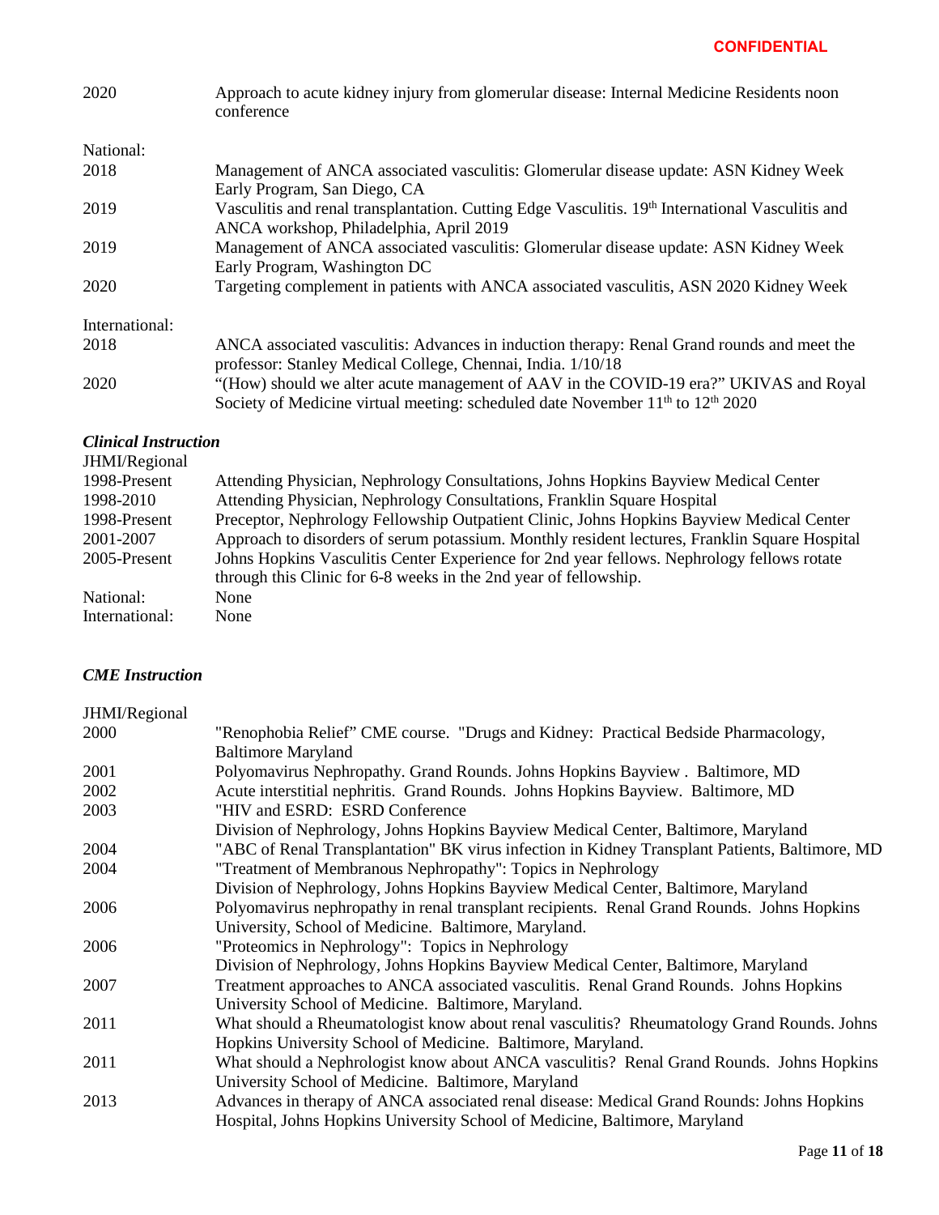| | |
|---|---|
| 2020 | Approach to acute kidney injury from glomerular disease: Internal Medicine Residents noon conference |
| National: | |
| 2018 | Management of ANCA associated vasculitis: Glomerular disease update: ASN Kidney Week Early Program, San Diego, CA |
| 2019 | Vasculitis and renal transplantation. Cutting Edge Vasculitis. 19th International Vasculitis and ANCA workshop, Philadelphia, April 2019 |
| 2019 | Management of ANCA associated vasculitis: Glomerular disease update: ASN Kidney Week Early Program, Washington DC |
| 2020 | Targeting complement in patients with ANCA associated vasculitis, ASN 2020 Kidney Week |
| International: | |
| 2018 | ANCA associated vasculitis: Advances in induction therapy: Renal Grand rounds and meet the professor: Stanley Medical College, Chennai, India. 1/10/18 |
| 2020 | "(How) should we alter acute management of AAV in the COVID-19 era?" UKIVAS and Royal Society of Medicine virtual meeting: scheduled date November 11th to 12th 2020 |

### *Clinical Instruction*

| | |
|---|---|
| JHMI/Regional | |
| 1998-Present | Attending Physician, Nephrology Consultations, Johns Hopkins Bayview Medical Center |
| 1998-2010 | Attending Physician, Nephrology Consultations, Franklin Square Hospital |
| 1998-Present | Preceptor, Nephrology Fellowship Outpatient Clinic, Johns Hopkins Bayview Medical Center |
| 2001-2007 | Approach to disorders of serum potassium. Monthly resident lectures, Franklin Square Hospital |
| 2005-Present | Johns Hopkins Vasculitis Center Experience for 2nd year fellows. Nephrology fellows rotate through this Clinic for 6-8 weeks in the 2nd year of fellowship. |
| National: | None |
| International: | None |

### *CME Instruction*

| | |
|---|---|
| JHMI/Regional | |
| 2000 | "Renophobia Relief" CME course. "Drugs and Kidney: Practical Bedside Pharmacology, Baltimore Maryland |
| 2001 | Polyomavirus Nephropathy. Grand Rounds. Johns Hopkins Bayview . Baltimore, MD |
| 2002 | Acute interstitial nephritis. Grand Rounds. Johns Hopkins Bayview. Baltimore, MD |
| 2003 | "HIV and ESRD: ESRD Conference Division of Nephrology, Johns Hopkins Bayview Medical Center, Baltimore, Maryland |
| 2004 | "ABC of Renal Transplantation" BK virus infection in Kidney Transplant Patients, Baltimore, MD |
| 2004 | "Treatment of Membranous Nephropathy": Topics in Nephrology Division of Nephrology, Johns Hopkins Bayview Medical Center, Baltimore, Maryland |
| 2006 | Polyomavirus nephropathy in renal transplant recipients. Renal Grand Rounds. Johns Hopkins University, School of Medicine. Baltimore, Maryland. |
| 2006 | "Proteomics in Nephrology": Topics in Nephrology Division of Nephrology, Johns Hopkins Bayview Medical Center, Baltimore, Maryland |
| 2007 | Treatment approaches to ANCA associated vasculitis. Renal Grand Rounds. Johns Hopkins University School of Medicine. Baltimore, Maryland. |
| 2011 | What should a Rheumatologist know about renal vasculitis? Rheumatology Grand Rounds. Johns Hopkins University School of Medicine. Baltimore, Maryland. |
| 2011 | What should a Nephrologist know about ANCA vasculitis? Renal Grand Rounds. Johns Hopkins University School of Medicine. Baltimore, Maryland |
| 2013 | Advances in therapy of ANCA associated renal disease: Medical Grand Rounds: Johns Hopkins Hospital, Johns Hopkins University School of Medicine, Baltimore, Maryland |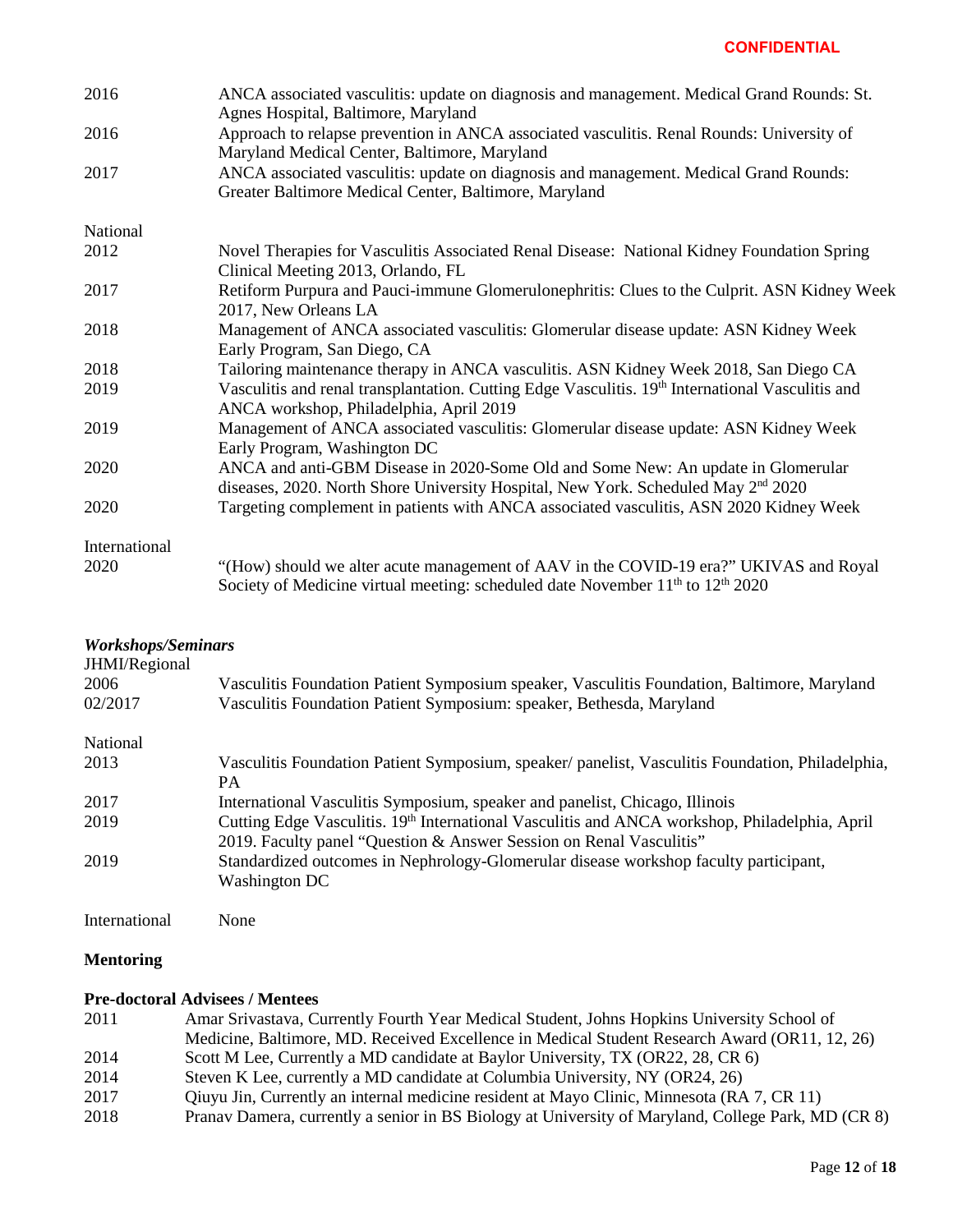| | |
|---|---|
| 2016 | ANCA associated vasculitis: update on diagnosis and management. Medical Grand Rounds: St. Agnes Hospital, Baltimore, Maryland |
| 2016 | Approach to relapse prevention in ANCA associated vasculitis. Renal Rounds: University of Maryland Medical Center, Baltimore, Maryland |
| 2017 | ANCA associated vasculitis: update on diagnosis and management. Medical Grand Rounds: Greater Baltimore Medical Center, Baltimore, Maryland |

National

| | |
|---|---|
| 2012 | Novel Therapies for Vasculitis Associated Renal Disease: National Kidney Foundation Spring Clinical Meeting 2013, Orlando, FL |
| 2017 | Retiform Purpura and Pauci-immune Glomerulonephritis: Clues to the Culprit. ASN Kidney Week 2017, New Orleans LA |
| 2018 | Management of ANCA associated vasculitis: Glomerular disease update: ASN Kidney Week Early Program, San Diego, CA |
| 2018 | Tailoring maintenance therapy in ANCA vasculitis. ASN Kidney Week 2018, San Diego CA |
| 2019 | Vasculitis and renal transplantation. Cutting Edge Vasculitis. 19th International Vasculitis and ANCA workshop, Philadelphia, April 2019 |
| 2019 | Management of ANCA associated vasculitis: Glomerular disease update: ASN Kidney Week Early Program, Washington DC |
| 2020 | ANCA and anti-GBM Disease in 2020-Some Old and Some New: An update in Glomerular diseases, 2020. North Shore University Hospital, New York. Scheduled May 2nd 2020 |
| 2020 | Targeting complement in patients with ANCA associated vasculitis, ASN 2020 Kidney Week |

International

| | |
|---|---|
| 2020 | "(How) should we alter acute management of AAV in the COVID-19 era?" UKIVAS and Royal Society of Medicine virtual meeting: scheduled date November 11th to 12th 2020 |

***Workshops/Seminars***

JHMI/Regional

| | |
|---|---|
| 2006 | Vasculitis Foundation Patient Symposium speaker, Vasculitis Foundation, Baltimore, Maryland |
| 02/2017 | Vasculitis Foundation Patient Symposium: speaker, Bethesda, Maryland |

National

| | |
|---|---|
| 2013 | Vasculitis Foundation Patient Symposium, speaker/ panelist, Vasculitis Foundation, Philadelphia, PA |
| 2017 | International Vasculitis Symposium, speaker and panelist, Chicago, Illinois |
| 2019 | Cutting Edge Vasculitis. 19th International Vasculitis and ANCA workshop, Philadelphia, April 2019. Faculty panel "Question & Answer Session on Renal Vasculitis" |
| 2019 | Standardized outcomes in Nephrology-Glomerular disease workshop faculty participant, Washington DC |

International None

**Mentoring**

**Pre-doctoral Advisees / Mentees**

| | |
|---|---|
| 2011 | Amar Srivastava, Currently Fourth Year Medical Student, Johns Hopkins University School of Medicine, Baltimore, MD. Received Excellence in Medical Student Research Award (OR11, 12, 26) |
| 2014 | Scott M Lee, Currently a MD candidate at Baylor University, TX (OR22, 28, CR 6) |
| 2014 | Steven K Lee, currently a MD candidate at Columbia University, NY (OR24, 26) |
| 2017 | Qiuyu Jin, Currently an internal medicine resident at Mayo Clinic, Minnesota (RA 7, CR 11) |
| 2018 | Pranav Damera, currently a senior in BS Biology at University of Maryland, College Park, MD (CR 8) |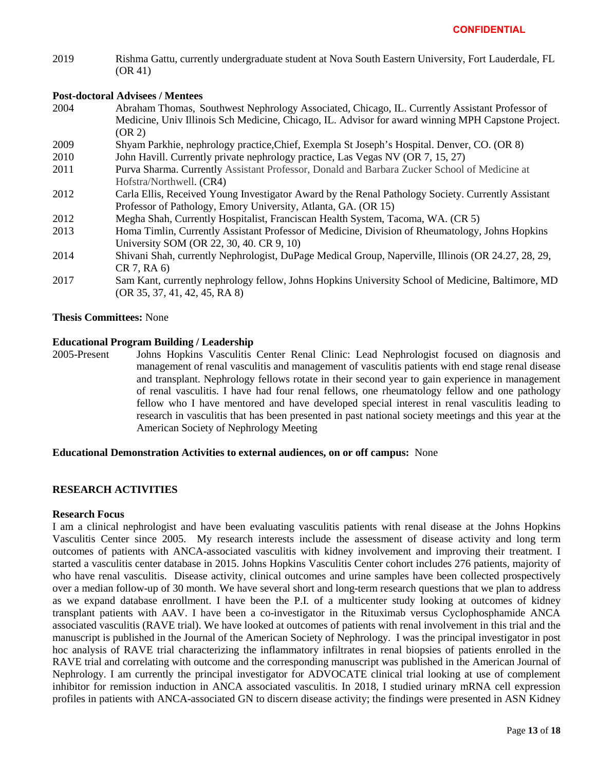**CONFIDENTIAL**

2019 Rishma Gattu, currently undergraduate student at Nova South Eastern University, Fort Lauderdale, FL (OR 41)

**Post-doctoral Advisees / Mentees**

2004 Abraham Thomas, Southwest Nephrology Associated, Chicago, IL. Currently Assistant Professor of Medicine, Univ Illinois Sch Medicine, Chicago, IL. Advisor for award winning MPH Capstone Project. (OR 2)

2009 Shyam Parkhie, nephrology practice,Chief, Exempla St Joseph's Hospital. Denver, CO. (OR 8)

2010 John Havill. Currently private nephrology practice, Las Vegas NV (OR 7, 15, 27)

2011 Purva Sharma. Currently Assistant Professor, Donald and Barbara Zucker School of Medicine at Hofstra/Northwell. (CR4)

2012 Carla Ellis, Received Young Investigator Award by the Renal Pathology Society. Currently Assistant Professor of Pathology, Emory University, Atlanta, GA. (OR 15)

2012 Megha Shah, Currently Hospitalist, Franciscan Health System, Tacoma, WA. (CR 5)

2013 Homa Timlin, Currently Assistant Professor of Medicine, Division of Rheumatology, Johns Hopkins University SOM (OR 22, 30, 40. CR 9, 10)

2014 Shivani Shah, currently Nephrologist, DuPage Medical Group, Naperville, Illinois (OR 24.27, 28, 29, CR 7, RA 6)

2017 Sam Kant, currently nephrology fellow, Johns Hopkins University School of Medicine, Baltimore, MD (OR 35, 37, 41, 42, 45, RA 8)

**Thesis Committees:** None

**Educational Program Building / Leadership**

2005-Present Johns Hopkins Vasculitis Center Renal Clinic: Lead Nephrologist focused on diagnosis and management of renal vasculitis and management of vasculitis patients with end stage renal disease and transplant. Nephrology fellows rotate in their second year to gain experience in management of renal vasculitis. I have had four renal fellows, one rheumatology fellow and one pathology fellow who I have mentored and have developed special interest in renal vasculitis leading to research in vasculitis that has been presented in past national society meetings and this year at the American Society of Nephrology Meeting

**Educational Demonstration Activities to external audiences, on or off campus:** None

## RESEARCH ACTIVITIES

**Research Focus**

I am a clinical nephrologist and have been evaluating vasculitis patients with renal disease at the Johns Hopkins Vasculitis Center since 2005. My research interests include the assessment of disease activity and long term outcomes of patients with ANCA-associated vasculitis with kidney involvement and improving their treatment. I started a vasculitis center database in 2015. Johns Hopkins Vasculitis Center cohort includes 276 patients, majority of who have renal vasculitis. Disease activity, clinical outcomes and urine samples have been collected prospectively over a median follow-up of 30 month. We have several short and long-term research questions that we plan to address as we expand database enrollment. I have been the P.I. of a multicenter study looking at outcomes of kidney transplant patients with AAV. I have been a co-investigator in the Rituximab versus Cyclophosphamide ANCA associated vasculitis (RAVE trial). We have looked at outcomes of patients with renal involvement in this trial and the manuscript is published in the Journal of the American Society of Nephrology. I was the principal investigator in post hoc analysis of RAVE trial characterizing the inflammatory infiltrates in renal biopsies of patients enrolled in the RAVE trial and correlating with outcome and the corresponding manuscript was published in the American Journal of Nephrology. I am currently the principal investigator for ADVOCATE clinical trial looking at use of complement inhibitor for remission induction in ANCA associated vasculitis. In 2018, I studied urinary mRNA cell expression profiles in patients with ANCA-associated GN to discern disease activity; the findings were presented in ASN Kidney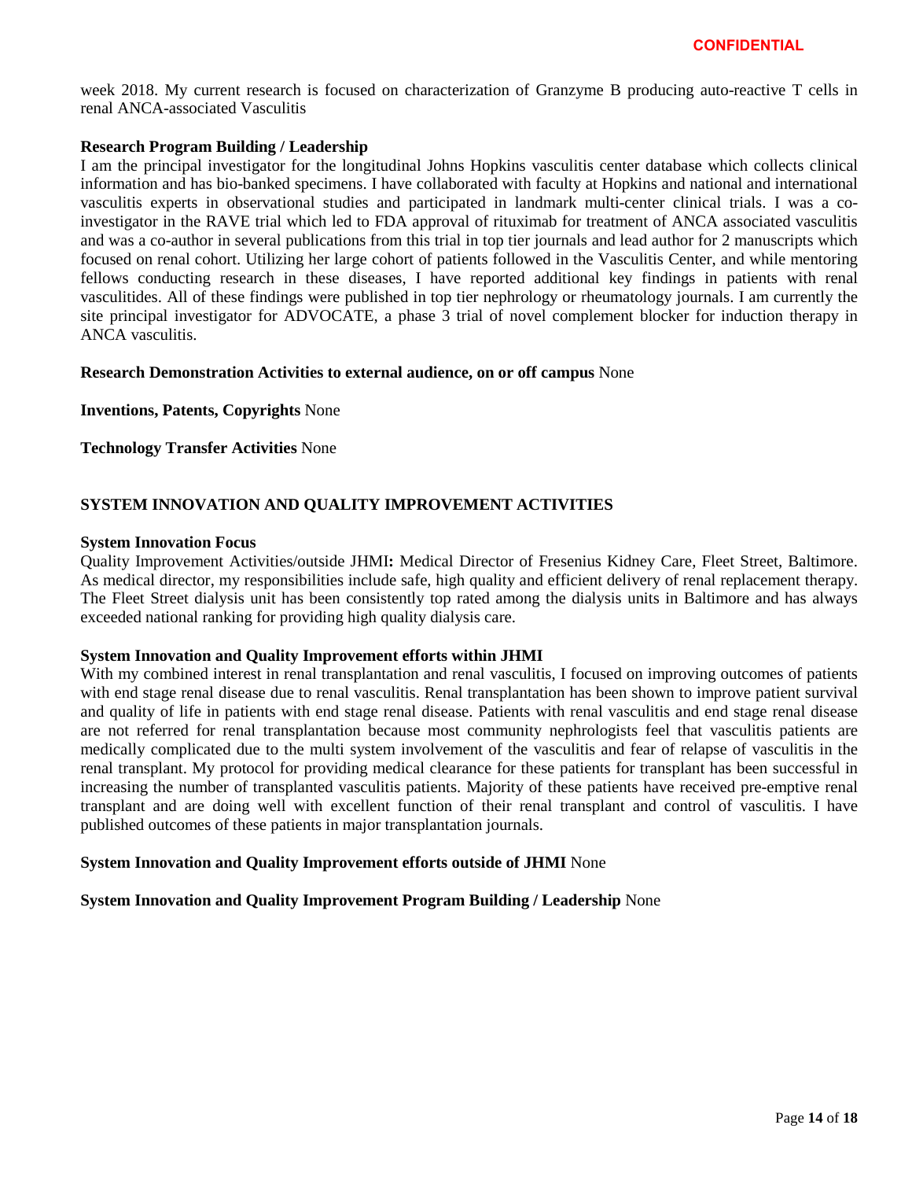week 2018. My current research is focused on characterization of Granzyme B producing auto-reactive T cells in renal ANCA-associated Vasculitis

**Research Program Building / Leadership**

I am the principal investigator for the longitudinal Johns Hopkins vasculitis center database which collects clinical information and has bio-banked specimens. I have collaborated with faculty at Hopkins and national and international vasculitis experts in observational studies and participated in landmark multi-center clinical trials. I was a co-investigator in the RAVE trial which led to FDA approval of rituximab for treatment of ANCA associated vasculitis and was a co-author in several publications from this trial in top tier journals and lead author for 2 manuscripts which focused on renal cohort. Utilizing her large cohort of patients followed in the Vasculitis Center, and while mentoring fellows conducting research in these diseases, I have reported additional key findings in patients with renal vasculitides. All of these findings were published in top tier nephrology or rheumatology journals. I am currently the site principal investigator for ADVOCATE, a phase 3 trial of novel complement blocker for induction therapy in ANCA vasculitis.

**Research Demonstration Activities to external audience, on or off campus** None

**Inventions, Patents, Copyrights** None

**Technology Transfer Activities** None

## SYSTEM INNOVATION AND QUALITY IMPROVEMENT ACTIVITIES

**System Innovation Focus**

Quality Improvement Activities/outside JHMI**:** Medical Director of Fresenius Kidney Care, Fleet Street, Baltimore. As medical director, my responsibilities include safe, high quality and efficient delivery of renal replacement therapy. The Fleet Street dialysis unit has been consistently top rated among the dialysis units in Baltimore and has always exceeded national ranking for providing high quality dialysis care.

**System Innovation and Quality Improvement efforts within JHMI**

With my combined interest in renal transplantation and renal vasculitis, I focused on improving outcomes of patients with end stage renal disease due to renal vasculitis. Renal transplantation has been shown to improve patient survival and quality of life in patients with end stage renal disease. Patients with renal vasculitis and end stage renal disease are not referred for renal transplantation because most community nephrologists feel that vasculitis patients are medically complicated due to the multi system involvement of the vasculitis and fear of relapse of vasculitis in the renal transplant. My protocol for providing medical clearance for these patients for transplant has been successful in increasing the number of transplanted vasculitis patients. Majority of these patients have received pre-emptive renal transplant and are doing well with excellent function of their renal transplant and control of vasculitis. I have published outcomes of these patients in major transplantation journals.

**System Innovation and Quality Improvement efforts outside of JHMI** None

**System Innovation and Quality Improvement Program Building / Leadership** None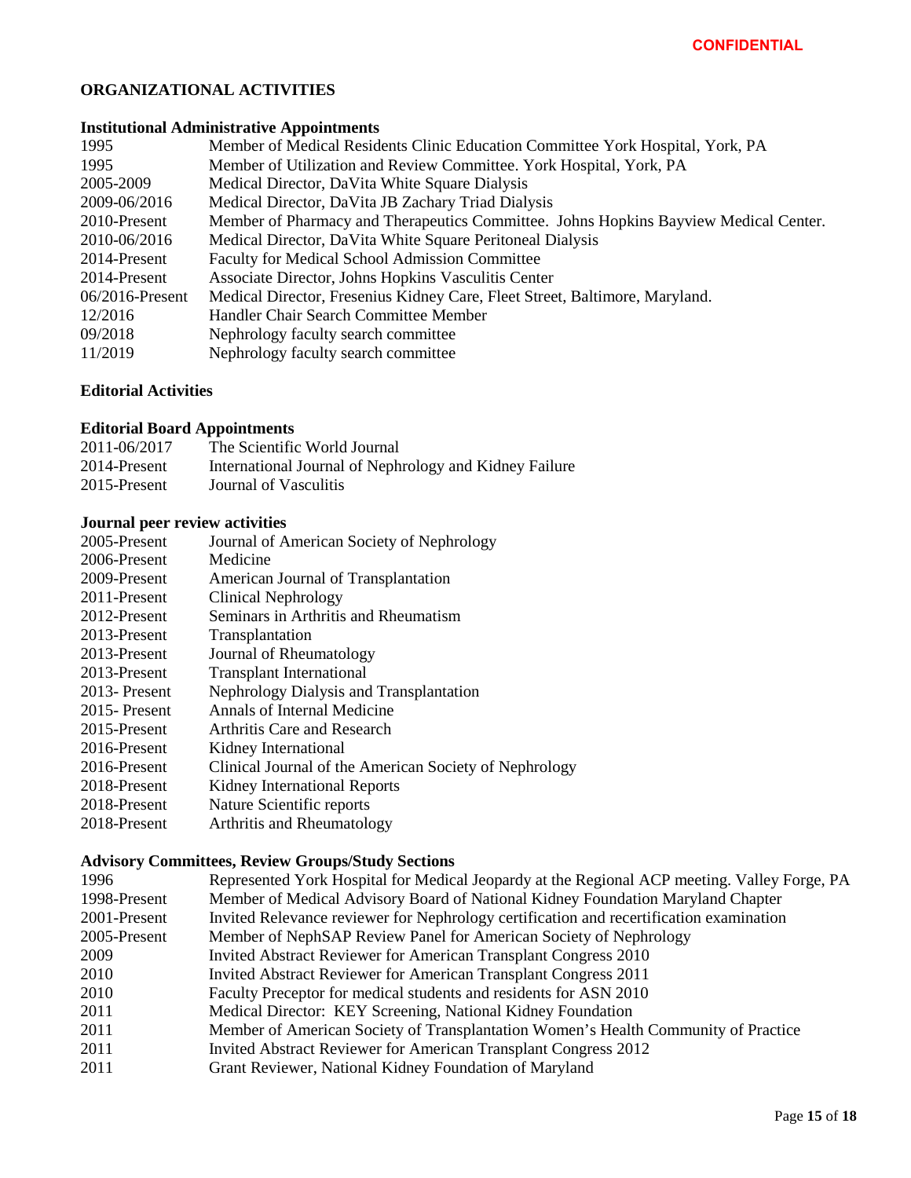CONFIDENTIAL

## ORGANIZATIONAL ACTIVITIES

### Institutional Administrative Appointments

| | |
|---|---|
| 1995 | Member of Medical Residents Clinic Education Committee York Hospital, York, PA |
| 1995 | Member of Utilization and Review Committee. York Hospital, York, PA |
| 2005-2009 | Medical Director, DaVita White Square Dialysis |
| 2009-06/2016 | Medical Director, DaVita JB Zachary Triad Dialysis |
| 2010-Present | Member of Pharmacy and Therapeutics Committee. Johns Hopkins Bayview Medical Center. |
| 2010-06/2016 | Medical Director, DaVita White Square Peritoneal Dialysis |
| 2014-Present | Faculty for Medical School Admission Committee |
| 2014-Present | Associate Director, Johns Hopkins Vasculitis Center |
| 06/2016-Present | Medical Director, Fresenius Kidney Care, Fleet Street, Baltimore, Maryland. |
| 12/2016 | Handler Chair Search Committee Member |
| 09/2018 | Nephrology faculty search committee |
| 11/2019 | Nephrology faculty search committee |

### Editorial Activities

### Editorial Board Appointments

| | |
|---|---|
| 2011-06/2017 | The Scientific World Journal |
| 2014-Present | International Journal of Nephrology and Kidney Failure |
| 2015-Present | Journal of Vasculitis |

### Journal peer review activities

| | |
|---|---|
| 2005-Present | Journal of American Society of Nephrology |
| 2006-Present | Medicine |
| 2009-Present | American Journal of Transplantation |
| 2011-Present | Clinical Nephrology |
| 2012-Present | Seminars in Arthritis and Rheumatism |
| 2013-Present | Transplantation |
| 2013-Present | Journal of Rheumatology |
| 2013-Present | Transplant International |
| 2013- Present | Nephrology Dialysis and Transplantation |
| 2015- Present | Annals of Internal Medicine |
| 2015-Present | Arthritis Care and Research |
| 2016-Present | Kidney International |
| 2016-Present | Clinical Journal of the American Society of Nephrology |
| 2018-Present | Kidney International Reports |
| 2018-Present | Nature Scientific reports |
| 2018-Present | Arthritis and Rheumatology |

### Advisory Committees, Review Groups/Study Sections

| | |
|---|---|
| 1996 | Represented York Hospital for Medical Jeopardy at the Regional ACP meeting. Valley Forge, PA |
| 1998-Present | Member of Medical Advisory Board of National Kidney Foundation Maryland Chapter |
| 2001-Present | Invited Relevance reviewer for Nephrology certification and recertification examination |
| 2005-Present | Member of NephSAP Review Panel for American Society of Nephrology |
| 2009 | Invited Abstract Reviewer for American Transplant Congress 2010 |
| 2010 | Invited Abstract Reviewer for American Transplant Congress 2011 |
| 2010 | Faculty Preceptor for medical students and residents for ASN 2010 |
| 2011 | Medical Director: KEY Screening, National Kidney Foundation |
| 2011 | Member of American Society of Transplantation Women's Health Community of Practice |
| 2011 | Invited Abstract Reviewer for American Transplant Congress 2012 |
| 2011 | Grant Reviewer, National Kidney Foundation of Maryland |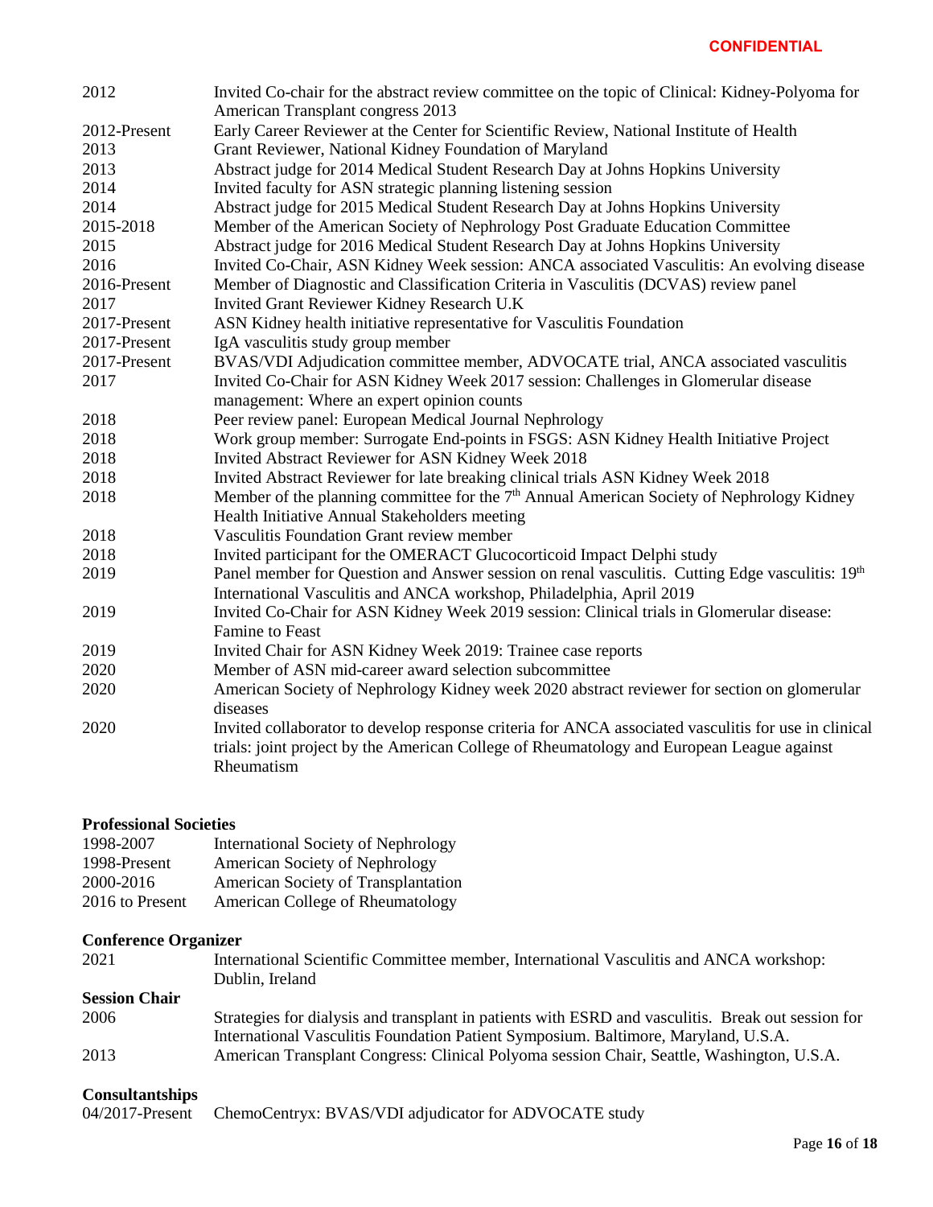**CONFIDENTIAL**

| | |
|---|---|
| 2012 | Invited Co-chair for the abstract review committee on the topic of Clinical: Kidney-Polyoma for American Transplant congress 2013 |
| 2012-Present | Early Career Reviewer at the Center for Scientific Review, National Institute of Health |
| 2013 | Grant Reviewer, National Kidney Foundation of Maryland |
| 2013 | Abstract judge for 2014 Medical Student Research Day at Johns Hopkins University |
| 2014 | Invited faculty for ASN strategic planning listening session |
| 2014 | Abstract judge for 2015 Medical Student Research Day at Johns Hopkins University |
| 2015-2018 | Member of the American Society of Nephrology Post Graduate Education Committee |
| 2015 | Abstract judge for 2016 Medical Student Research Day at Johns Hopkins University |
| 2016 | Invited Co-Chair, ASN Kidney Week session: ANCA associated Vasculitis: An evolving disease |
| 2016-Present | Member of Diagnostic and Classification Criteria in Vasculitis (DCVAS) review panel |
| 2017 | Invited Grant Reviewer Kidney Research U.K |
| 2017-Present | ASN Kidney health initiative representative for Vasculitis Foundation |
| 2017-Present | IgA vasculitis study group member |
| 2017-Present | BVAS/VDI Adjudication committee member, ADVOCATE trial, ANCA associated vasculitis |
| 2017 | Invited Co-Chair for ASN Kidney Week 2017 session: Challenges in Glomerular disease management: Where an expert opinion counts |
| 2018 | Peer review panel: European Medical Journal Nephrology |
| 2018 | Work group member: Surrogate End-points in FSGS: ASN Kidney Health Initiative Project |
| 2018 | Invited Abstract Reviewer for ASN Kidney Week 2018 |
| 2018 | Invited Abstract Reviewer for late breaking clinical trials ASN Kidney Week 2018 |
| 2018 | Member of the planning committee for the 7th Annual American Society of Nephrology Kidney Health Initiative Annual Stakeholders meeting |
| 2018 | Vasculitis Foundation Grant review member |
| 2018 | Invited participant for the OMERACT Glucocorticoid Impact Delphi study |
| 2019 | Panel member for Question and Answer session on renal vasculitis. Cutting Edge vasculitis: 19th International Vasculitis and ANCA workshop, Philadelphia, April 2019 |
| 2019 | Invited Co-Chair for ASN Kidney Week 2019 session: Clinical trials in Glomerular disease: Famine to Feast |
| 2019 | Invited Chair for ASN Kidney Week 2019: Trainee case reports |
| 2020 | Member of ASN mid-career award selection subcommittee |
| 2020 | American Society of Nephrology Kidney week 2020 abstract reviewer for section on glomerular diseases |
| 2020 | Invited collaborator to develop response criteria for ANCA associated vasculitis for use in clinical trials: joint project by the American College of Rheumatology and European League against Rheumatism |

**Professional Societies**

| | |
|---|---|
| 1998-2007 | International Society of Nephrology |
| 1998-Present | American Society of Nephrology |
| 2000-2016 | American Society of Transplantation |
| 2016 to Present | American College of Rheumatology |

**Conference Organizer**

| | |
|---|---|
| 2021 | International Scientific Committee member, International Vasculitis and ANCA workshop: Dublin, Ireland |

**Session Chair**

| | |
|---|---|
| 2006 | Strategies for dialysis and transplant in patients with ESRD and vasculitis. Break out session for International Vasculitis Foundation Patient Symposium. Baltimore, Maryland, U.S.A. |
| 2013 | American Transplant Congress: Clinical Polyoma session Chair, Seattle, Washington, U.S.A. |

**Consultantships**

| | |
|---|---|
| 04/2017-Present | ChemoCentryx: BVAS/VDI adjudicator for ADVOCATE study |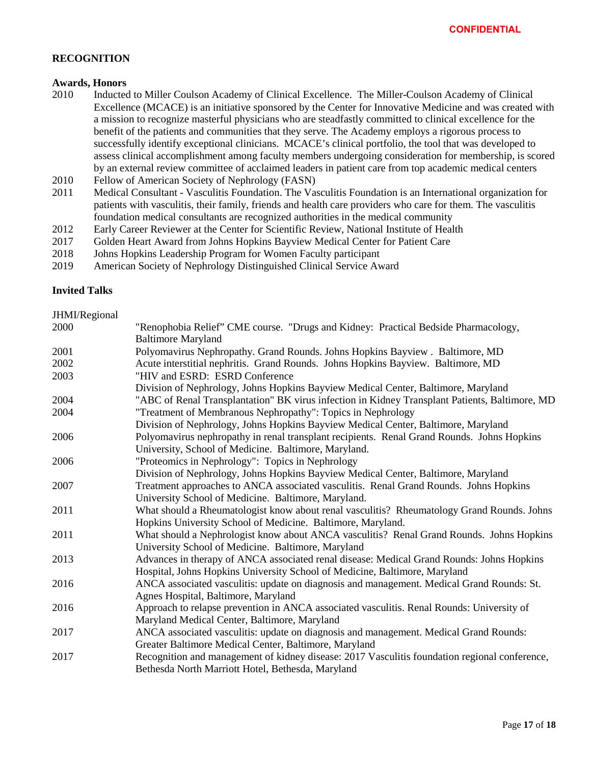**CONFIDENTIAL**

## RECOGNITION

### Awards, Honors

| | |
|---|---|
| 2010 | Inducted to Miller Coulson Academy of Clinical Excellence. The Miller-Coulson Academy of Clinical Excellence (MCACE) is an initiative sponsored by the Center for Innovative Medicine and was created with a mission to recognize masterful physicians who are steadfastly committed to clinical excellence for the benefit of the patients and communities that they serve. The Academy employs a rigorous process to successfully identify exceptional clinicians. MCACE's clinical portfolio, the tool that was developed to assess clinical accomplishment among faculty members undergoing consideration for membership, is scored by an external review committee of acclaimed leaders in patient care from top academic medical centers |
| 2010 | Fellow of American Society of Nephrology (FASN) |
| 2011 | Medical Consultant - Vasculitis Foundation. The Vasculitis Foundation is an International organization for patients with vasculitis, their family, friends and health care providers who care for them. The vasculitis foundation medical consultants are recognized authorities in the medical community |
| 2012 | Early Career Reviewer at the Center for Scientific Review, National Institute of Health |
| 2017 | Golden Heart Award from Johns Hopkins Bayview Medical Center for Patient Care |
| 2018 | Johns Hopkins Leadership Program for Women Faculty participant |
| 2019 | American Society of Nephrology Distinguished Clinical Service Award |

### Invited Talks

JHMI/Regional

| | |
|---|---|
| 2000 | "Renophobia Relief" CME course. "Drugs and Kidney: Practical Bedside Pharmacology, Baltimore Maryland |
| 2001 | Polyomavirus Nephropathy. Grand Rounds. Johns Hopkins Bayview . Baltimore, MD |
| 2002 | Acute interstitial nephritis. Grand Rounds. Johns Hopkins Bayview. Baltimore, MD |
| 2003 | "HIV and ESRD: ESRD Conference<br>Division of Nephrology, Johns Hopkins Bayview Medical Center, Baltimore, Maryland |
| 2004 | "ABC of Renal Transplantation" BK virus infection in Kidney Transplant Patients, Baltimore, MD |
| 2004 | "Treatment of Membranous Nephropathy": Topics in Nephrology<br>Division of Nephrology, Johns Hopkins Bayview Medical Center, Baltimore, Maryland |
| 2006 | Polyomavirus nephropathy in renal transplant recipients. Renal Grand Rounds. Johns Hopkins University, School of Medicine. Baltimore, Maryland. |
| 2006 | "Proteomics in Nephrology": Topics in Nephrology<br>Division of Nephrology, Johns Hopkins Bayview Medical Center, Baltimore, Maryland |
| 2007 | Treatment approaches to ANCA associated vasculitis. Renal Grand Rounds. Johns Hopkins University School of Medicine. Baltimore, Maryland. |
| 2011 | What should a Rheumatologist know about renal vasculitis? Rheumatology Grand Rounds. Johns Hopkins University School of Medicine. Baltimore, Maryland. |
| 2011 | What should a Nephrologist know about ANCA vasculitis? Renal Grand Rounds. Johns Hopkins University School of Medicine. Baltimore, Maryland |
| 2013 | Advances in therapy of ANCA associated renal disease: Medical Grand Rounds: Johns Hopkins Hospital, Johns Hopkins University School of Medicine, Baltimore, Maryland |
| 2016 | ANCA associated vasculitis: update on diagnosis and management. Medical Grand Rounds: St. Agnes Hospital, Baltimore, Maryland |
| 2016 | Approach to relapse prevention in ANCA associated vasculitis. Renal Rounds: University of Maryland Medical Center, Baltimore, Maryland |
| 2017 | ANCA associated vasculitis: update on diagnosis and management. Medical Grand Rounds: Greater Baltimore Medical Center, Baltimore, Maryland |
| 2017 | Recognition and management of kidney disease: 2017 Vasculitis foundation regional conference, Bethesda North Marriott Hotel, Bethesda, Maryland |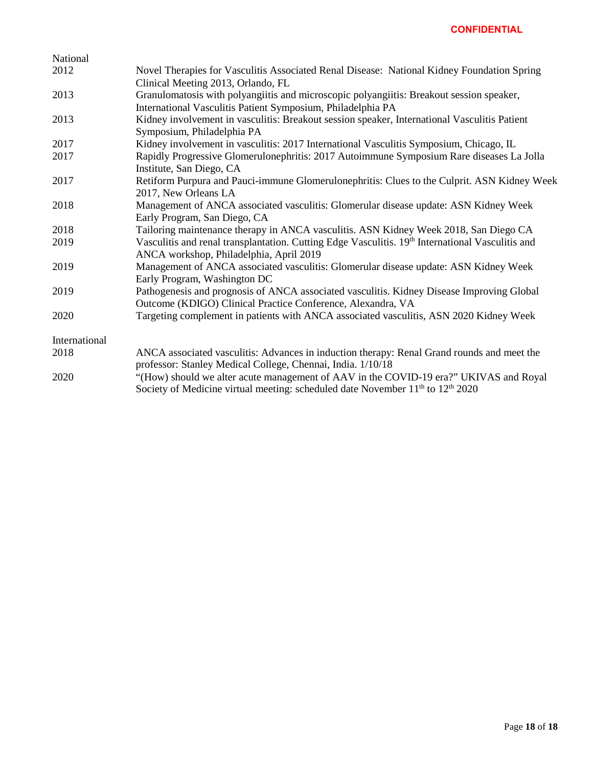CONFIDENTIAL

National

| | |
|---|---|
| 2012 | Novel Therapies for Vasculitis Associated Renal Disease: National Kidney Foundation Spring Clinical Meeting 2013, Orlando, FL |
| 2013 | Granulomatosis with polyangiitis and microscopic polyangiitis: Breakout session speaker, International Vasculitis Patient Symposium, Philadelphia PA |
| 2013 | Kidney involvement in vasculitis: Breakout session speaker, International Vasculitis Patient Symposium, Philadelphia PA |
| 2017 | Kidney involvement in vasculitis: 2017 International Vasculitis Symposium, Chicago, IL |
| 2017 | Rapidly Progressive Glomerulonephritis: 2017 Autoimmune Symposium Rare diseases La Jolla Institute, San Diego, CA |
| 2017 | Retiform Purpura and Pauci-immune Glomerulonephritis: Clues to the Culprit. ASN Kidney Week 2017, New Orleans LA |
| 2018 | Management of ANCA associated vasculitis: Glomerular disease update: ASN Kidney Week Early Program, San Diego, CA |
| 2018 | Tailoring maintenance therapy in ANCA vasculitis. ASN Kidney Week 2018, San Diego CA |
| 2019 | Vasculitis and renal transplantation. Cutting Edge Vasculitis. 19th International Vasculitis and ANCA workshop, Philadelphia, April 2019 |
| 2019 | Management of ANCA associated vasculitis: Glomerular disease update: ASN Kidney Week Early Program, Washington DC |
| 2019 | Pathogenesis and prognosis of ANCA associated vasculitis. Kidney Disease Improving Global Outcome (KDIGO) Clinical Practice Conference, Alexandra, VA |
| 2020 | Targeting complement in patients with ANCA associated vasculitis, ASN 2020 Kidney Week |

International

| | |
|---|---|
| 2018 | ANCA associated vasculitis: Advances in induction therapy: Renal Grand rounds and meet the professor: Stanley Medical College, Chennai, India. 1/10/18 |
| 2020 | "(How) should we alter acute management of AAV in the COVID-19 era?" UKIVAS and Royal Society of Medicine virtual meeting: scheduled date November 11th to 12th 2020 |